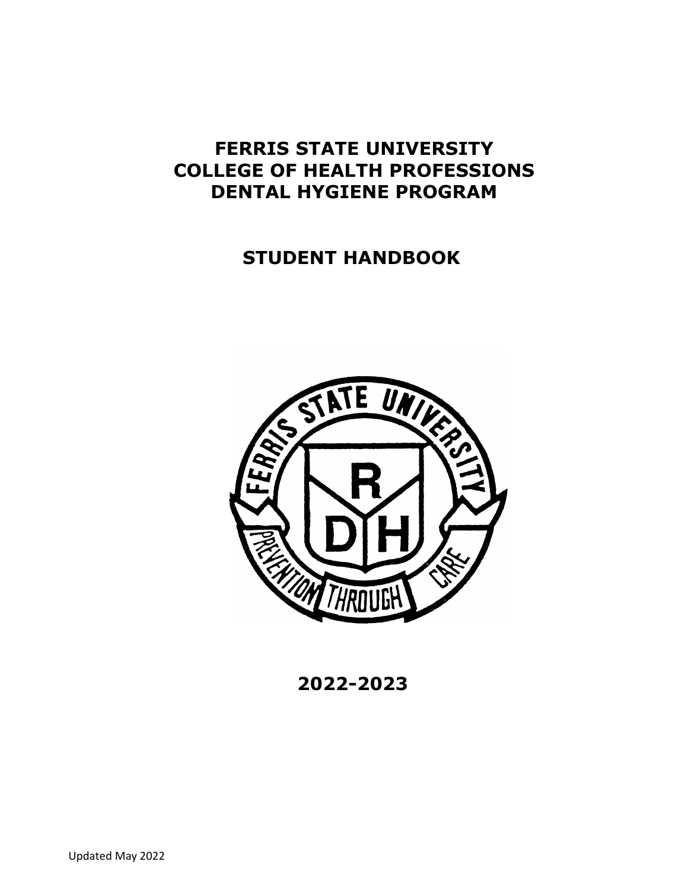# FERRIS STATE UNIVERSITY
# COLLEGE OF HEALTH PROFESSIONS
# DENTAL HYGIENE PROGRAM

## STUDENT HANDBOOK

## 2022-2023

Updated May 2022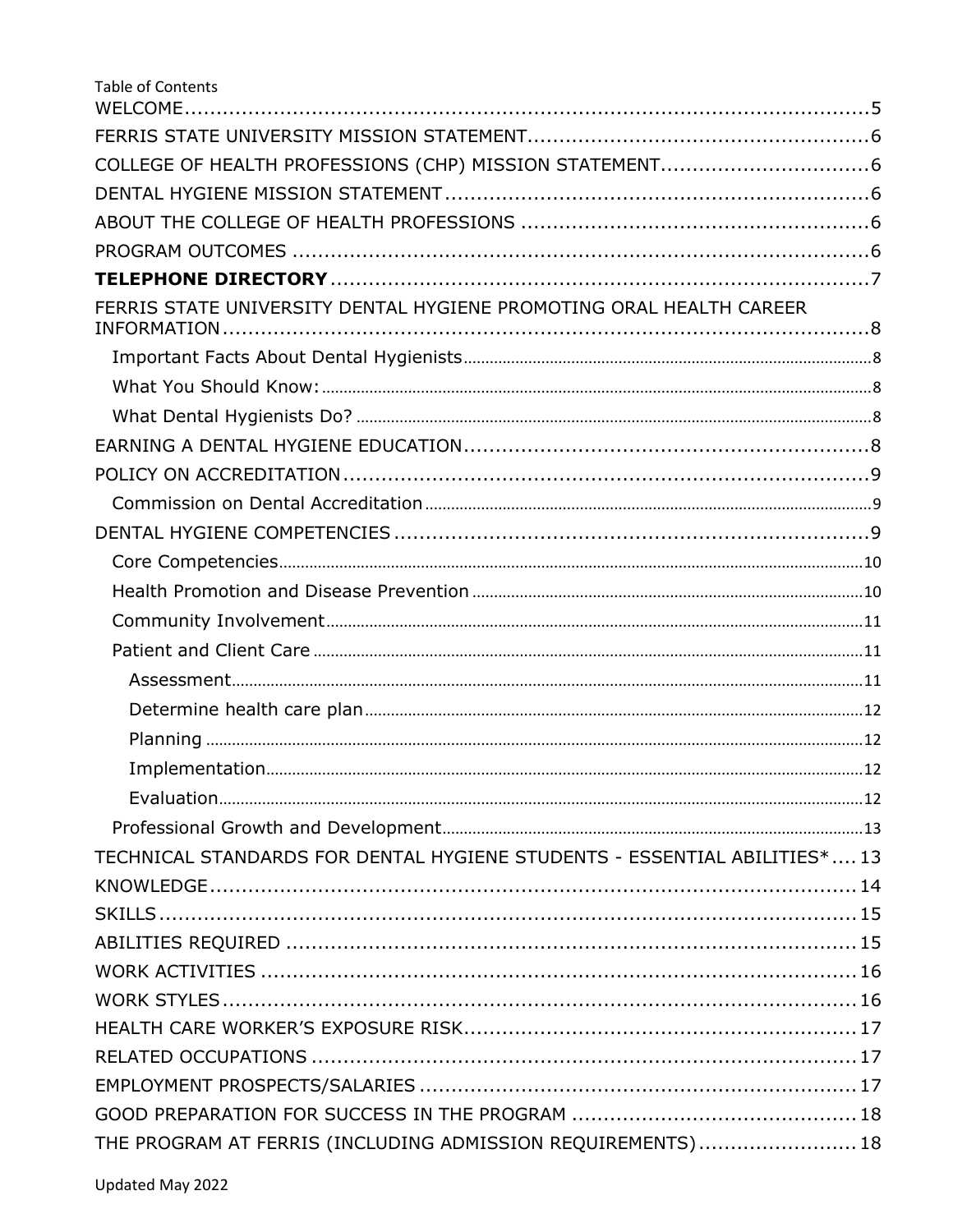Table of Contents

WELCOME....................................................................................................5
FERRIS STATE UNIVERSITY MISSION STATEMENT......................................................6
COLLEGE OF HEALTH PROFESSIONS (CHP) MISSION STATEMENT..................................6
DENTAL HYGIENE MISSION STATEMENT..........................................................................6
ABOUT THE COLLEGE OF HEALTH PROFESSIONS ........................................................6
PROGRAM OUTCOMES ................................................................................................6
**TELEPHONE DIRECTORY**.................................................................................................7
FERRIS STATE UNIVERSITY DENTAL HYGIENE PROMOTING ORAL HEALTH CAREER INFORMATION..........................................................................................................8
- Important Facts About Dental Hygienists.............................................................8
- What You Should Know:........................................................................................8
- What Dental Hygienists Do?.................................................................................8

EARNING A DENTAL HYGIENE EDUCATION.................................................................8
POLICY ON ACCREDITATION.........................................................................................9
- Commission on Dental Accreditation.....................................................................9

DENTAL HYGIENE COMPETENCIES ..............................................................................9
- Core Competencies..............................................................................................10
- Health Promotion and Disease Prevention.........................................................10
- Community Involvement.......................................................................................11
- Patient and Client Care ........................................................................................11
  - Assessment.......................................................................................................11
  - Determine health care plan...............................................................................12
  - Planning ..........................................................................................................12
  - Implementation................................................................................................12
  - Evaluation........................................................................................................12
- Professional Growth and Development...............................................................13

TECHNICAL STANDARDS FOR DENTAL HYGIENE STUDENTS - ESSENTIAL ABILITIES*.... 13
KNOWLEDGE.................................................................................................................14
SKILLS ............................................................................................................................15
ABILITIES REQUIRED ...................................................................................................15
WORK ACTIVITIES .........................................................................................................16
WORK STYLES...............................................................................................................16
HEALTH CARE WORKER'S EXPOSURE RISK................................................................17
RELATED OCCUPATIONS ..............................................................................................17
EMPLOYMENT PROSPECTS/SALARIES ..........................................................................17
GOOD PREPARATION FOR SUCCESS IN THE PROGRAM ...............................................18
THE PROGRAM AT FERRIS (INCLUDING ADMISSION REQUIREMENTS)..........................18

Updated May 2022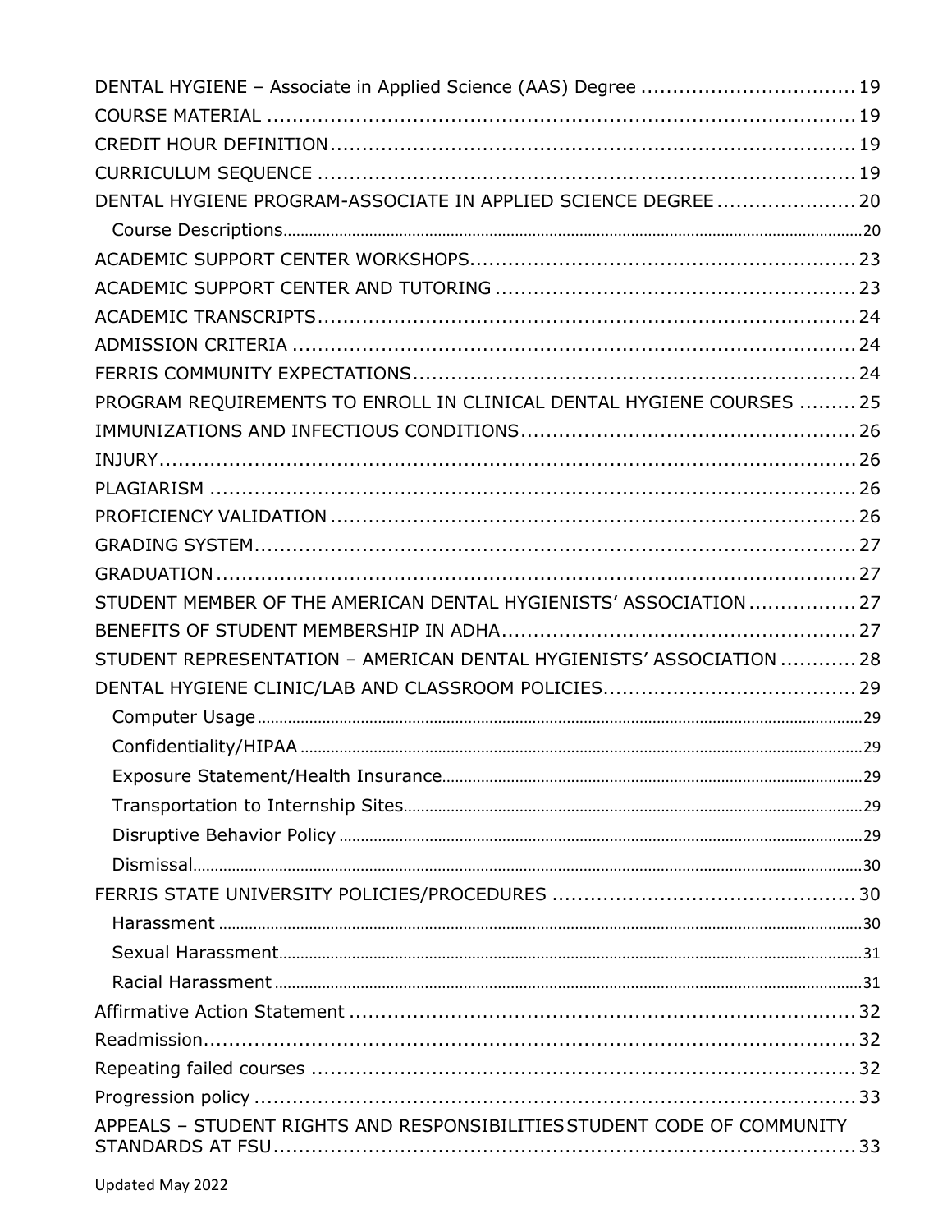DENTAL HYGIENE – Associate in Applied Science (AAS) Degree .................................. 19
COURSE MATERIAL ............................................................................................ 19
CREDIT HOUR DEFINITION.................................................................................. 19
CURRICULUM SEQUENCE .................................................................................... 19
DENTAL HYGIENE PROGRAM-ASSOCIATE IN APPLIED SCIENCE DEGREE ...................... 20
    Course Descriptions.......................................................................................... 20
ACADEMIC SUPPORT CENTER WORKSHOPS............................................................ 23
ACADEMIC SUPPORT CENTER AND TUTORING ........................................................ 23
ACADEMIC TRANSCRIPTS.................................................................................... 24
ADMISSION CRITERIA ........................................................................................ 24
FERRIS COMMUNITY EXPECTATIONS..................................................................... 24
PROGRAM REQUIREMENTS TO ENROLL IN CLINICAL DENTAL HYGIENE COURSES ......... 25
IMMUNIZATIONS AND INFECTIOUS CONDITIONS.................................................... 26
INJURY............................................................................................................. 26
PLAGIARISM ..................................................................................................... 26
PROFICIENCY VALIDATION .................................................................................. 26
GRADING SYSTEM.............................................................................................. 27
GRADUATION .................................................................................................... 27
STUDENT MEMBER OF THE AMERICAN DENTAL HYGIENISTS' ASSOCIATION ................. 27
BENEFITS OF STUDENT MEMBERSHIP IN ADHA........................................................ 27
STUDENT REPRESENTATION – AMERICAN DENTAL HYGIENISTS' ASSOCIATION ............ 28
DENTAL HYGIENE CLINIC/LAB AND CLASSROOM POLICIES........................................ 29
    Computer Usage.............................................................................................. 29
    Confidentiality/HIPAA ...................................................................................... 29
    Exposure Statement/Health Insurance................................................................ 29
    Transportation to Internship Sites...................................................................... 29
    Disruptive Behavior Policy ................................................................................ 29
    Dismissal........................................................................................................ 30
FERRIS STATE UNIVERSITY POLICIES/PROCEDURES ................................................ 30
    Harassment .................................................................................................... 30
    Sexual Harassment.......................................................................................... 31
    Racial Harassment ........................................................................................... 31
Affirmative Action Statement ................................................................................ 32
Readmission....................................................................................................... 32
Repeating failed courses ...................................................................................... 32
Progression policy ............................................................................................... 33
APPEALS – STUDENT RIGHTS AND RESPONSIBILITIES STUDENT CODE OF COMMUNITY STANDARDS AT FSU............................................................................................. 33

Updated May 2022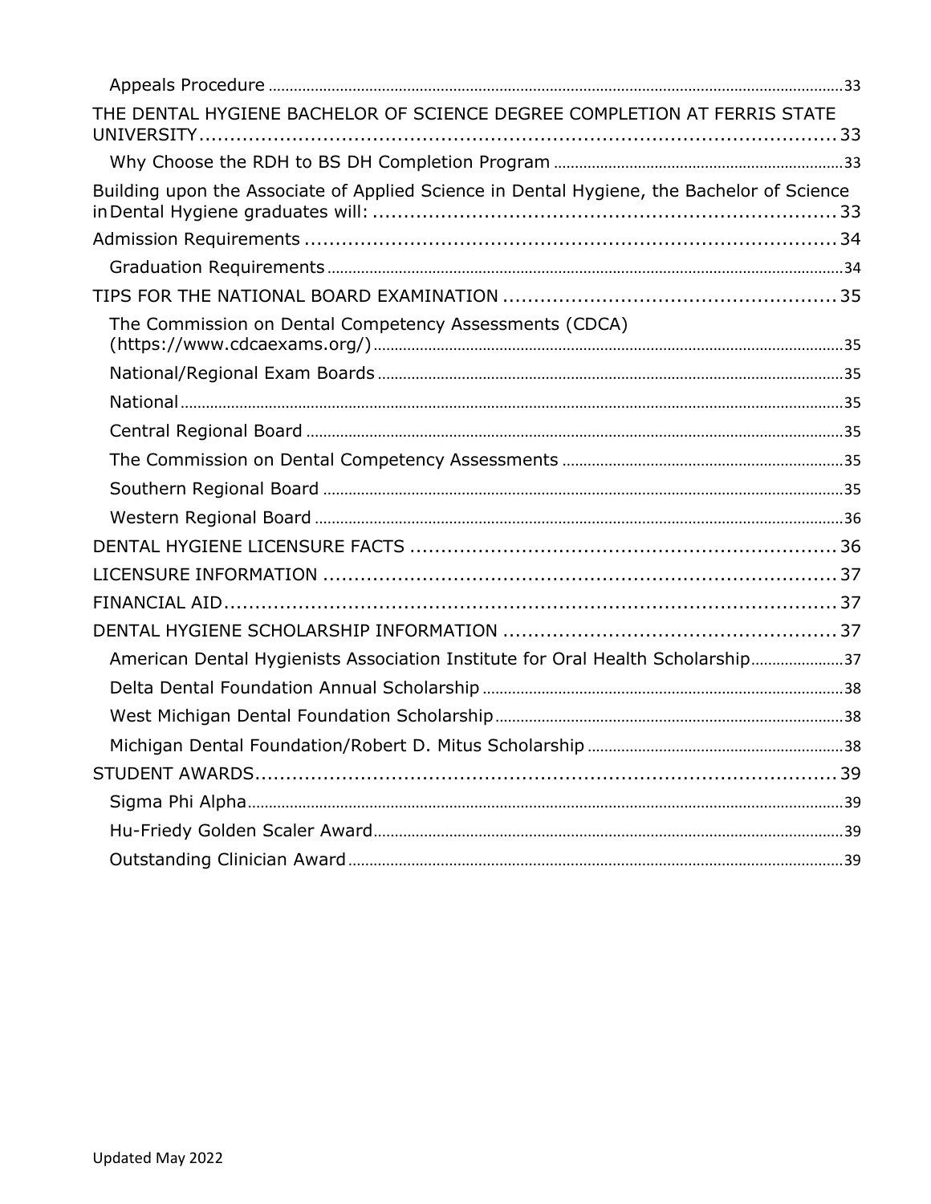Appeals Procedure ........................................ 33

THE DENTAL HYGIENE BACHELOR OF SCIENCE DEGREE COMPLETION AT FERRIS STATE UNIVERSITY ........................................ 33

Why Choose the RDH to BS DH Completion Program ........................................ 33

Building upon the Associate of Applied Science in Dental Hygiene, the Bachelor of Science in Dental Hygiene graduates will: ........................................ 33

Admission Requirements ........................................ 34

Graduation Requirements ........................................ 34

TIPS FOR THE NATIONAL BOARD EXAMINATION ........................................ 35

The Commission on Dental Competency Assessments (CDCA) (https://www.cdcaexams.org/) ........................................ 35

National/Regional Exam Boards ........................................ 35

National ........................................ 35

Central Regional Board ........................................ 35

The Commission on Dental Competency Assessments ........................................ 35

Southern Regional Board ........................................ 35

Western Regional Board ........................................ 36

DENTAL HYGIENE LICENSURE FACTS ........................................ 36

LICENSURE INFORMATION ........................................ 37

FINANCIAL AID ........................................ 37

DENTAL HYGIENE SCHOLARSHIP INFORMATION ........................................ 37

American Dental Hygienists Association Institute for Oral Health Scholarship ........................................ 37

Delta Dental Foundation Annual Scholarship ........................................ 38

West Michigan Dental Foundation Scholarship ........................................ 38

Michigan Dental Foundation/Robert D. Mitus Scholarship ........................................ 38

STUDENT AWARDS ........................................ 39

Sigma Phi Alpha ........................................ 39

Hu-Friedy Golden Scaler Award ........................................ 39

Outstanding Clinician Award ........................................ 39

Updated May 2022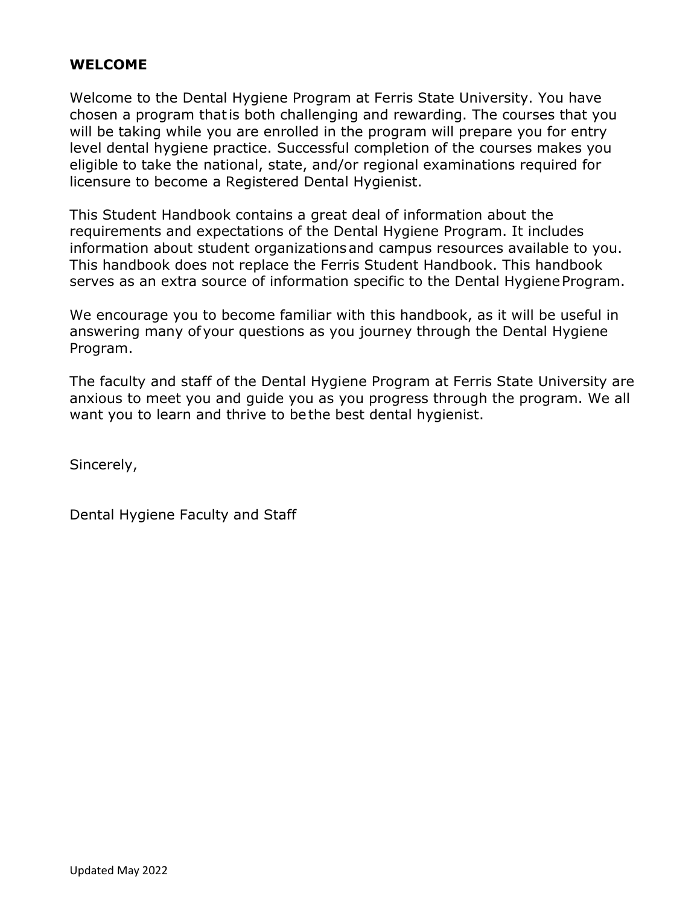## WELCOME

Welcome to the Dental Hygiene Program at Ferris State University. You have chosen a program that is both challenging and rewarding. The courses that you will be taking while you are enrolled in the program will prepare you for entry level dental hygiene practice. Successful completion of the courses makes you eligible to take the national, state, and/or regional examinations required for licensure to become a Registered Dental Hygienist.

This Student Handbook contains a great deal of information about the requirements and expectations of the Dental Hygiene Program. It includes information about student organizations and campus resources available to you. This handbook does not replace the Ferris Student Handbook. This handbook serves as an extra source of information specific to the Dental Hygiene Program.

We encourage you to become familiar with this handbook, as it will be useful in answering many of your questions as you journey through the Dental Hygiene Program.

The faculty and staff of the Dental Hygiene Program at Ferris State University are anxious to meet you and guide you as you progress through the program. We all want you to learn and thrive to be the best dental hygienist.

Sincerely,

Dental Hygiene Faculty and Staff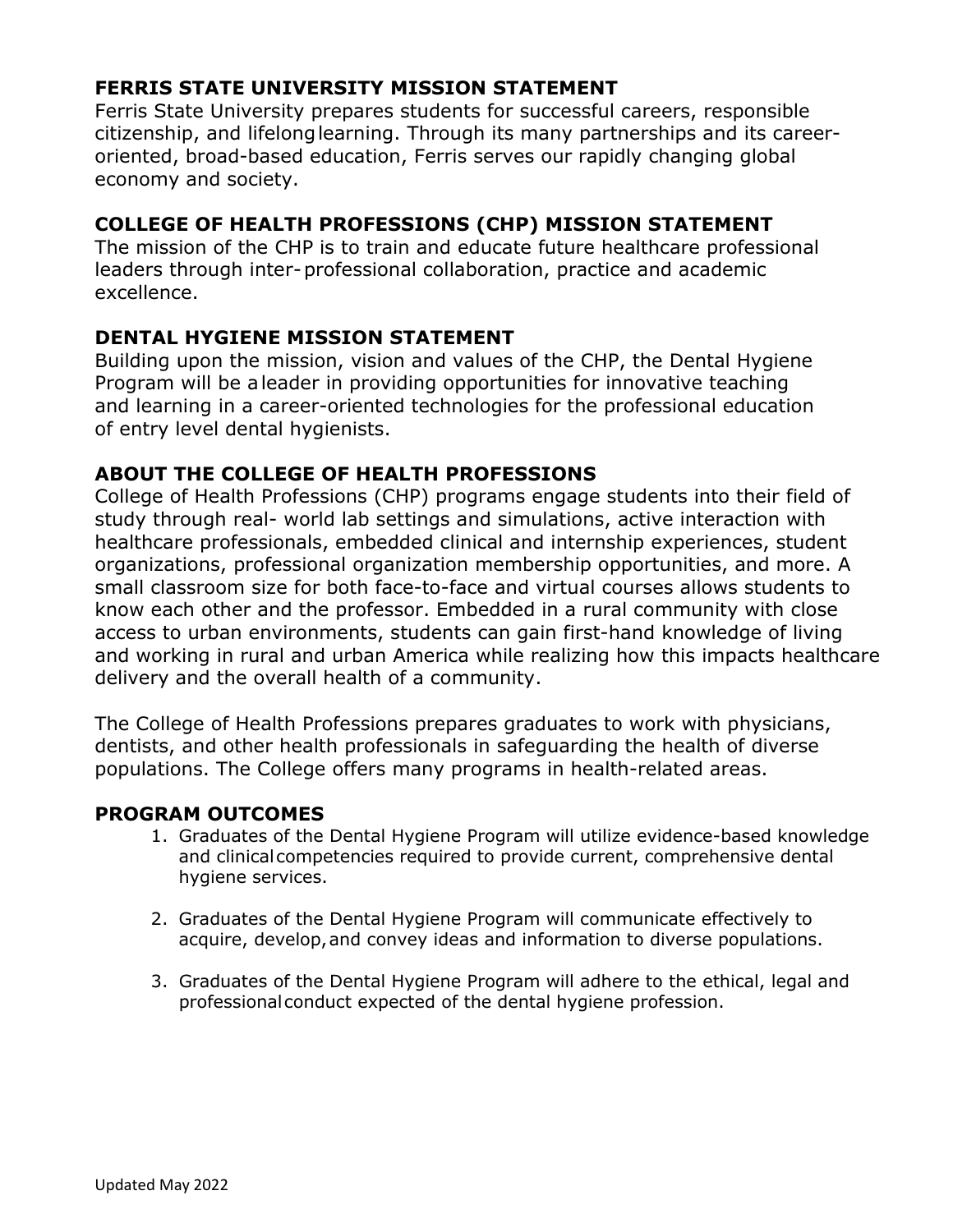## FERRIS STATE UNIVERSITY MISSION STATEMENT

Ferris State University prepares students for successful careers, responsible citizenship, and lifelong learning. Through its many partnerships and its career-oriented, broad-based education, Ferris serves our rapidly changing global economy and society.

## COLLEGE OF HEALTH PROFESSIONS (CHP) MISSION STATEMENT

The mission of the CHP is to train and educate future healthcare professional leaders through inter-professional collaboration, practice and academic excellence.

## DENTAL HYGIENE MISSION STATEMENT

Building upon the mission, vision and values of the CHP, the Dental Hygiene Program will be a leader in providing opportunities for innovative teaching and learning in a career-oriented technologies for the professional education of entry level dental hygienists.

## ABOUT THE COLLEGE OF HEALTH PROFESSIONS

College of Health Professions (CHP) programs engage students into their field of study through real- world lab settings and simulations, active interaction with healthcare professionals, embedded clinical and internship experiences, student organizations, professional organization membership opportunities, and more. A small classroom size for both face-to-face and virtual courses allows students to know each other and the professor. Embedded in a rural community with close access to urban environments, students can gain first-hand knowledge of living and working in rural and urban America while realizing how this impacts healthcare delivery and the overall health of a community.

The College of Health Professions prepares graduates to work with physicians, dentists, and other health professionals in safeguarding the health of diverse populations. The College offers many programs in health-related areas.

## PROGRAM OUTCOMES

1. Graduates of the Dental Hygiene Program will utilize evidence-based knowledge and clinical competencies required to provide current, comprehensive dental hygiene services.
2. Graduates of the Dental Hygiene Program will communicate effectively to acquire, develop, and convey ideas and information to diverse populations.
3. Graduates of the Dental Hygiene Program will adhere to the ethical, legal and professional conduct expected of the dental hygiene profession.

Updated May 2022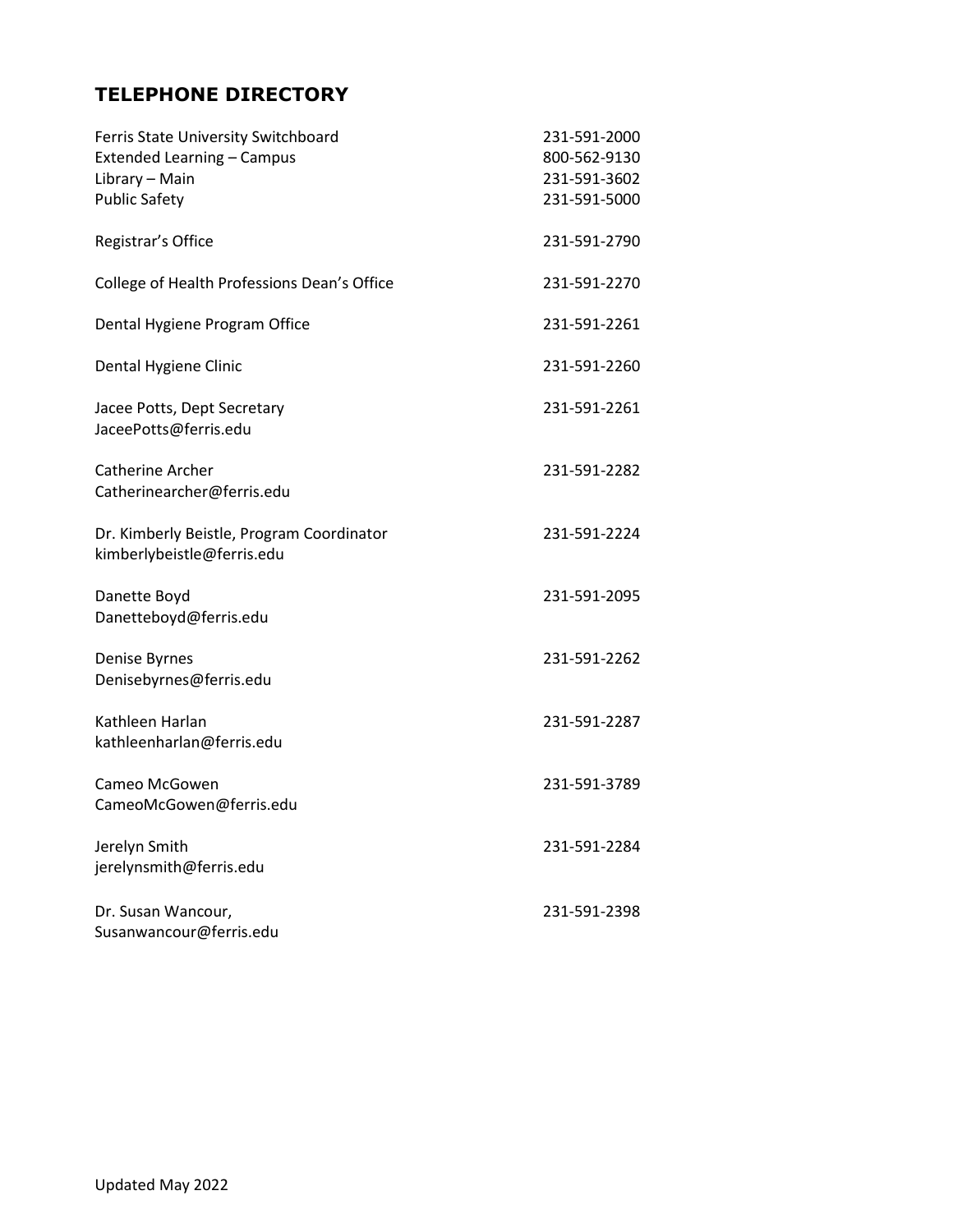## TELEPHONE DIRECTORY

| | |
|---|---|
| Ferris State University Switchboard | 231-591-2000 |
| Extended Learning – Campus | 800-562-9130 |
| Library – Main | 231-591-3602 |
| Public Safety | 231-591-5000 |
| Registrar's Office | 231-591-2790 |
| College of Health Professions Dean's Office | 231-591-2270 |
| Dental Hygiene Program Office | 231-591-2261 |
| Dental Hygiene Clinic | 231-591-2260 |
| Jacee Potts, Dept Secretary<br>JaceePotts@ferris.edu | 231-591-2261 |
| Catherine Archer<br>Catherinearcher@ferris.edu | 231-591-2282 |
| Dr. Kimberly Beistle, Program Coordinator<br>kimberlybeistle@ferris.edu | 231-591-2224 |
| Danette Boyd<br>Danetteboyd@ferris.edu | 231-591-2095 |
| Denise Byrnes<br>Denisebyrnes@ferris.edu | 231-591-2262 |
| Kathleen Harlan<br>kathleenharlan@ferris.edu | 231-591-2287 |
| Cameo McGowen<br>CameoMcGowen@ferris.edu | 231-591-3789 |
| Jerelyn Smith<br>jerelynsmith@ferris.edu | 231-591-2284 |
| Dr. Susan Wancour,<br>Susanwancour@ferris.edu | 231-591-2398 |

Updated May 2022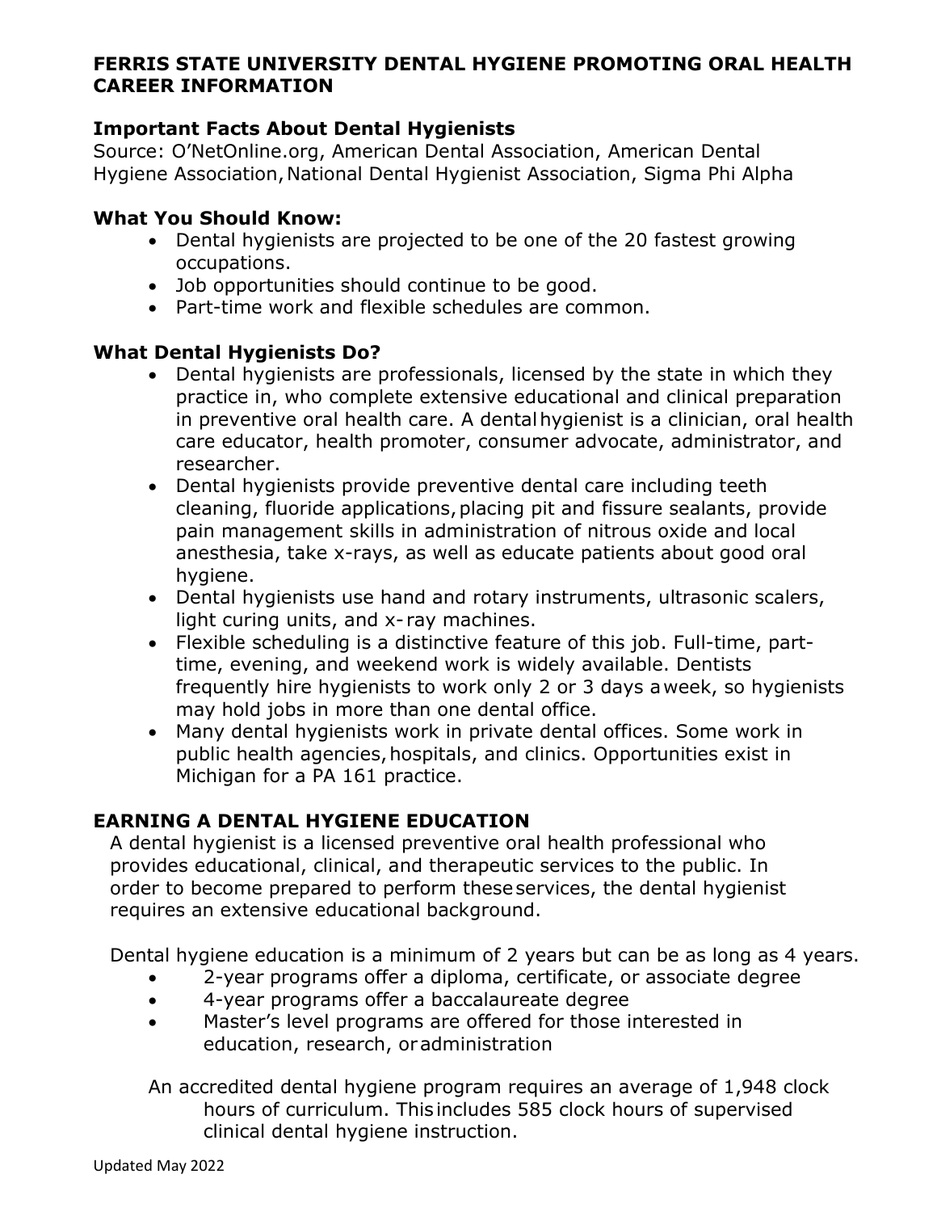## FERRIS STATE UNIVERSITY DENTAL HYGIENE PROMOTING ORAL HEALTH CAREER INFORMATION

### Important Facts About Dental Hygienists

Source: O'NetOnline.org, American Dental Association, American Dental Hygiene Association, National Dental Hygienist Association, Sigma Phi Alpha

### What You Should Know:

- Dental hygienists are projected to be one of the 20 fastest growing occupations.
- Job opportunities should continue to be good.
- Part-time work and flexible schedules are common.

### What Dental Hygienists Do?

- Dental hygienists are professionals, licensed by the state in which they practice in, who complete extensive educational and clinical preparation in preventive oral health care. A dental hygienist is a clinician, oral health care educator, health promoter, consumer advocate, administrator, and researcher.
- Dental hygienists provide preventive dental care including teeth cleaning, fluoride applications, placing pit and fissure sealants, provide pain management skills in administration of nitrous oxide and local anesthesia, take x-rays, as well as educate patients about good oral hygiene.
- Dental hygienists use hand and rotary instruments, ultrasonic scalers, light curing units, and x-ray machines.
- Flexible scheduling is a distinctive feature of this job. Full-time, part-time, evening, and weekend work is widely available. Dentists frequently hire hygienists to work only 2 or 3 days a week, so hygienists may hold jobs in more than one dental office.
- Many dental hygienists work in private dental offices. Some work in public health agencies, hospitals, and clinics. Opportunities exist in Michigan for a PA 161 practice.

## EARNING A DENTAL HYGIENE EDUCATION

A dental hygienist is a licensed preventive oral health professional who provides educational, clinical, and therapeutic services to the public. In order to become prepared to perform these services, the dental hygienist requires an extensive educational background.

Dental hygiene education is a minimum of 2 years but can be as long as 4 years.

- 2-year programs offer a diploma, certificate, or associate degree
- 4-year programs offer a baccalaureate degree
- Master's level programs are offered for those interested in education, research, or administration

An accredited dental hygiene program requires an average of 1,948 clock hours of curriculum. This includes 585 clock hours of supervised clinical dental hygiene instruction.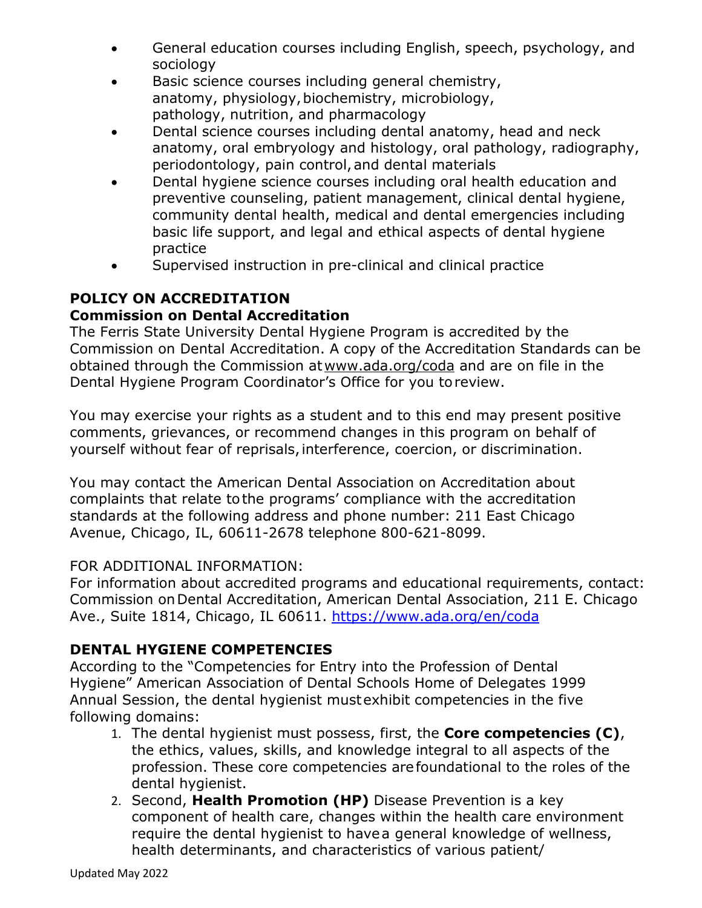- General education courses including English, speech, psychology, and sociology
- Basic science courses including general chemistry, anatomy, physiology, biochemistry, microbiology, pathology, nutrition, and pharmacology
- Dental science courses including dental anatomy, head and neck anatomy, oral embryology and histology, oral pathology, radiography, periodontology, pain control, and dental materials
- Dental hygiene science courses including oral health education and preventive counseling, patient management, clinical dental hygiene, community dental health, medical and dental emergencies including basic life support, and legal and ethical aspects of dental hygiene practice
- Supervised instruction in pre-clinical and clinical practice

## POLICY ON ACCREDITATION

### Commission on Dental Accreditation

The Ferris State University Dental Hygiene Program is accredited by the Commission on Dental Accreditation. A copy of the Accreditation Standards can be obtained through the Commission at www.ada.org/coda and are on file in the Dental Hygiene Program Coordinator's Office for you to review.

You may exercise your rights as a student and to this end may present positive comments, grievances, or recommend changes in this program on behalf of yourself without fear of reprisals, interference, coercion, or discrimination.

You may contact the American Dental Association on Accreditation about complaints that relate to the programs' compliance with the accreditation standards at the following address and phone number: 211 East Chicago Avenue, Chicago, IL, 60611-2678 telephone 800-621-8099.

FOR ADDITIONAL INFORMATION:
For information about accredited programs and educational requirements, contact: Commission on Dental Accreditation, American Dental Association, 211 E. Chicago Ave., Suite 1814, Chicago, IL 60611. https://www.ada.org/en/coda

## DENTAL HYGIENE COMPETENCIES

According to the "Competencies for Entry into the Profession of Dental Hygiene" American Association of Dental Schools Home of Delegates 1999 Annual Session, the dental hygienist must exhibit competencies in the five following domains:

1. The dental hygienist must possess, first, the **Core competencies (C)**, the ethics, values, skills, and knowledge integral to all aspects of the profession. These core competencies are foundational to the roles of the dental hygienist.
2. Second, **Health Promotion (HP)** Disease Prevention is a key component of health care, changes within the health care environment require the dental hygienist to have a general knowledge of wellness, health determinants, and characteristics of various patient/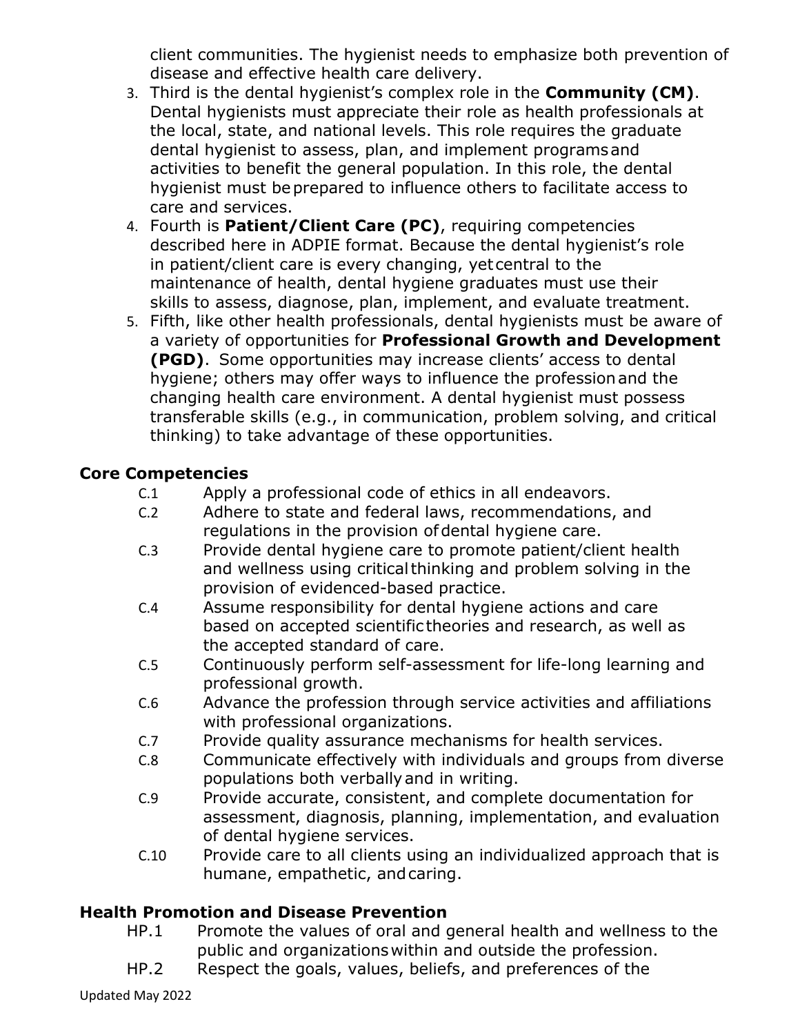client communities. The hygienist needs to emphasize both prevention of disease and effective health care delivery.

3. Third is the dental hygienist's complex role in the **Community (CM)**. Dental hygienists must appreciate their role as health professionals at the local, state, and national levels. This role requires the graduate dental hygienist to assess, plan, and implement programs and activities to benefit the general population. In this role, the dental hygienist must be prepared to influence others to facilitate access to care and services.
4. Fourth is **Patient/Client Care (PC)**, requiring competencies described here in ADPIE format. Because the dental hygienist's role in patient/client care is every changing, yet central to the maintenance of health, dental hygiene graduates must use their skills to assess, diagnose, plan, implement, and evaluate treatment.
5. Fifth, like other health professionals, dental hygienists must be aware of a variety of opportunities for **Professional Growth and Development (PGD)**. Some opportunities may increase clients' access to dental hygiene; others may offer ways to influence the profession and the changing health care environment. A dental hygienist must possess transferable skills (e.g., in communication, problem solving, and critical thinking) to take advantage of these opportunities.

## Core Competencies

- C.1 Apply a professional code of ethics in all endeavors.
- C.2 Adhere to state and federal laws, recommendations, and regulations in the provision of dental hygiene care.
- C.3 Provide dental hygiene care to promote patient/client health and wellness using critical thinking and problem solving in the provision of evidenced-based practice.
- C.4 Assume responsibility for dental hygiene actions and care based on accepted scientific theories and research, as well as the accepted standard of care.
- C.5 Continuously perform self-assessment for life-long learning and professional growth.
- C.6 Advance the profession through service activities and affiliations with professional organizations.
- C.7 Provide quality assurance mechanisms for health services.
- C.8 Communicate effectively with individuals and groups from diverse populations both verbally and in writing.
- C.9 Provide accurate, consistent, and complete documentation for assessment, diagnosis, planning, implementation, and evaluation of dental hygiene services.
- C.10 Provide care to all clients using an individualized approach that is humane, empathetic, and caring.

## Health Promotion and Disease Prevention

- HP.1 Promote the values of oral and general health and wellness to the public and organizations within and outside the profession.
- HP.2 Respect the goals, values, beliefs, and preferences of the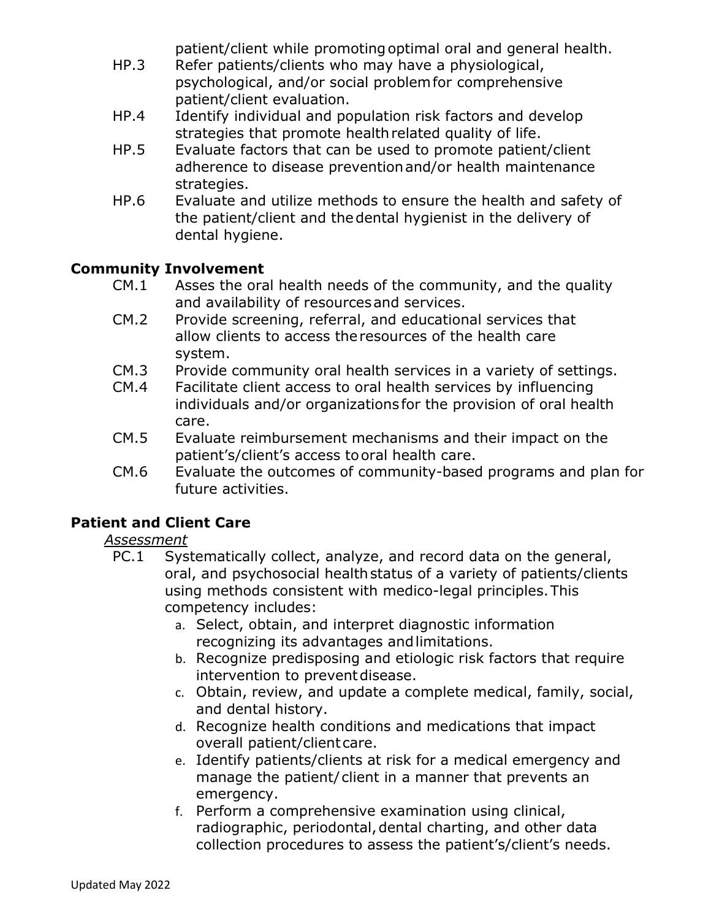patient/client while promoting optimal oral and general health.

- HP.3 Refer patients/clients who may have a physiological, psychological, and/or social problem for comprehensive patient/client evaluation.
- HP.4 Identify individual and population risk factors and develop strategies that promote health related quality of life.
- HP.5 Evaluate factors that can be used to promote patient/client adherence to disease prevention and/or health maintenance strategies.
- HP.6 Evaluate and utilize methods to ensure the health and safety of the patient/client and the dental hygienist in the delivery of dental hygiene.

## Community Involvement

- CM.1 Asses the oral health needs of the community, and the quality and availability of resources and services.
- CM.2 Provide screening, referral, and educational services that allow clients to access the resources of the health care system.
- CM.3 Provide community oral health services in a variety of settings.
- CM.4 Facilitate client access to oral health services by influencing individuals and/or organizations for the provision of oral health care.
- CM.5 Evaluate reimbursement mechanisms and their impact on the patient's/client's access to oral health care.
- CM.6 Evaluate the outcomes of community-based programs and plan for future activities.

## Patient and Client Care

*Assessment*

- PC.1 Systematically collect, analyze, and record data on the general, oral, and psychosocial health status of a variety of patients/clients using methods consistent with medico-legal principles. This competency includes:
  - a. Select, obtain, and interpret diagnostic information recognizing its advantages and limitations.
  - b. Recognize predisposing and etiologic risk factors that require intervention to prevent disease.
  - c. Obtain, review, and update a complete medical, family, social, and dental history.
  - d. Recognize health conditions and medications that impact overall patient/client care.
  - e. Identify patients/clients at risk for a medical emergency and manage the patient/client in a manner that prevents an emergency.
  - f. Perform a comprehensive examination using clinical, radiographic, periodontal, dental charting, and other data collection procedures to assess the patient's/client's needs.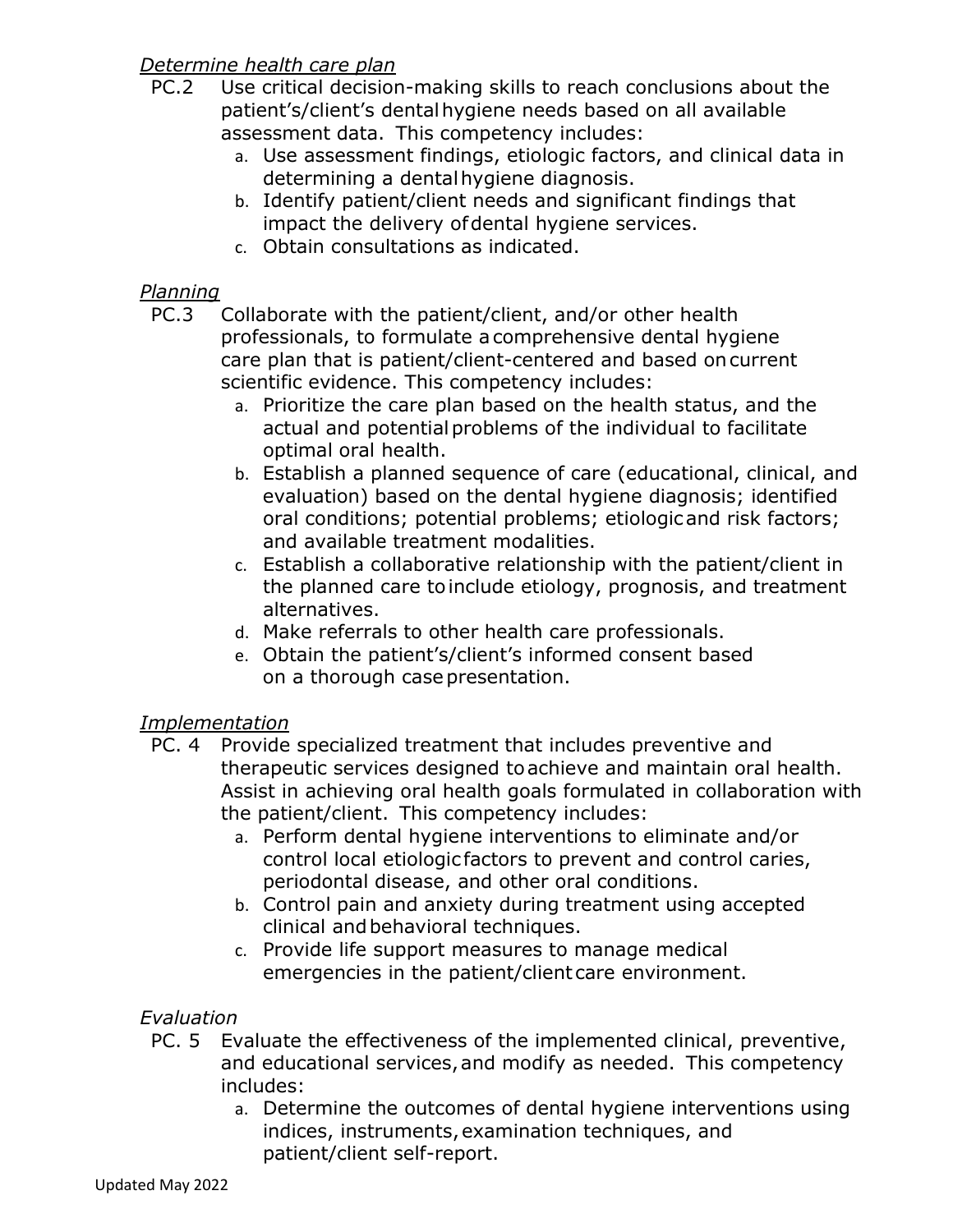*Determine health care plan*

PC.2 Use critical decision-making skills to reach conclusions about the patient's/client's dental hygiene needs based on all available assessment data. This competency includes:

a. Use assessment findings, etiologic factors, and clinical data in determining a dental hygiene diagnosis.
b. Identify patient/client needs and significant findings that impact the delivery of dental hygiene services.
c. Obtain consultations as indicated.

*Planning*

PC.3 Collaborate with the patient/client, and/or other health professionals, to formulate a comprehensive dental hygiene care plan that is patient/client-centered and based on current scientific evidence. This competency includes:

a. Prioritize the care plan based on the health status, and the actual and potential problems of the individual to facilitate optimal oral health.
b. Establish a planned sequence of care (educational, clinical, and evaluation) based on the dental hygiene diagnosis; identified oral conditions; potential problems; etiologic and risk factors; and available treatment modalities.
c. Establish a collaborative relationship with the patient/client in the planned care to include etiology, prognosis, and treatment alternatives.
d. Make referrals to other health care professionals.
e. Obtain the patient's/client's informed consent based on a thorough case presentation.

*Implementation*

PC. 4 Provide specialized treatment that includes preventive and therapeutic services designed to achieve and maintain oral health. Assist in achieving oral health goals formulated in collaboration with the patient/client. This competency includes:

a. Perform dental hygiene interventions to eliminate and/or control local etiologic factors to prevent and control caries, periodontal disease, and other oral conditions.
b. Control pain and anxiety during treatment using accepted clinical and behavioral techniques.
c. Provide life support measures to manage medical emergencies in the patient/client care environment.

*Evaluation*

PC. 5 Evaluate the effectiveness of the implemented clinical, preventive, and educational services, and modify as needed. This competency includes:

a. Determine the outcomes of dental hygiene interventions using indices, instruments, examination techniques, and patient/client self-report.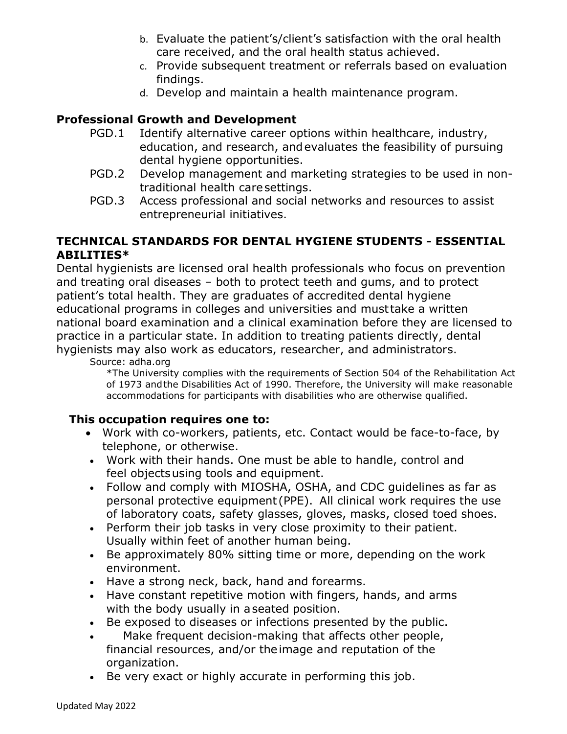b. Evaluate the patient's/client's satisfaction with the oral health care received, and the oral health status achieved.
c. Provide subsequent treatment or referrals based on evaluation findings.
d. Develop and maintain a health maintenance program.

### Professional Growth and Development

PGD.1 Identify alternative career options within healthcare, industry, education, and research, and evaluates the feasibility of pursuing dental hygiene opportunities.

PGD.2 Develop management and marketing strategies to be used in non-traditional health care settings.

PGD.3 Access professional and social networks and resources to assist entrepreneurial initiatives.

### TECHNICAL STANDARDS FOR DENTAL HYGIENE STUDENTS - ESSENTIAL ABILITIES*

Dental hygienists are licensed oral health professionals who focus on prevention and treating oral diseases – both to protect teeth and gums, and to protect patient's total health. They are graduates of accredited dental hygiene educational programs in colleges and universities and must take a written national board examination and a clinical examination before they are licensed to practice in a particular state. In addition to treating patients directly, dental hygienists may also work as educators, researcher, and administrators.

Source: adha.org

*The University complies with the requirements of Section 504 of the Rehabilitation Act of 1973 and the Disabilities Act of 1990. Therefore, the University will make reasonable accommodations for participants with disabilities who are otherwise qualified.

**This occupation requires one to:**

- Work with co-workers, patients, etc. Contact would be face-to-face, by telephone, or otherwise.
- Work with their hands. One must be able to handle, control and feel objects using tools and equipment.
- Follow and comply with MIOSHA, OSHA, and CDC guidelines as far as personal protective equipment (PPE). All clinical work requires the use of laboratory coats, safety glasses, gloves, masks, closed toed shoes.
- Perform their job tasks in very close proximity to their patient. Usually within feet of another human being.
- Be approximately 80% sitting time or more, depending on the work environment.
- Have a strong neck, back, hand and forearms.
- Have constant repetitive motion with fingers, hands, and arms with the body usually in a seated position.
- Be exposed to diseases or infections presented by the public.
- Make frequent decision-making that affects other people, financial resources, and/or the image and reputation of the organization.
- Be very exact or highly accurate in performing this job.

Updated May 2022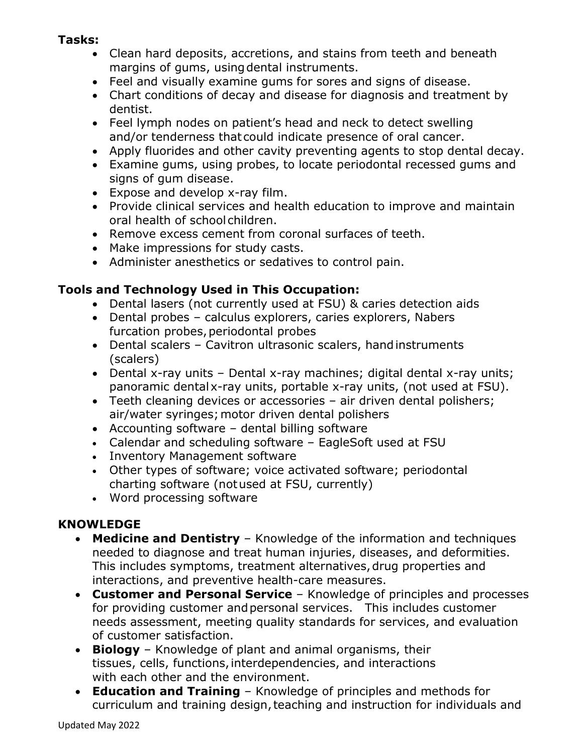**Tasks:**

- Clean hard deposits, accretions, and stains from teeth and beneath margins of gums, using dental instruments.
- Feel and visually examine gums for sores and signs of disease.
- Chart conditions of decay and disease for diagnosis and treatment by dentist.
- Feel lymph nodes on patient's head and neck to detect swelling and/or tenderness that could indicate presence of oral cancer.
- Apply fluorides and other cavity preventing agents to stop dental decay.
- Examine gums, using probes, to locate periodontal recessed gums and signs of gum disease.
- Expose and develop x-ray film.
- Provide clinical services and health education to improve and maintain oral health of school children.
- Remove excess cement from coronal surfaces of teeth.
- Make impressions for study casts.
- Administer anesthetics or sedatives to control pain.

## Tools and Technology Used in This Occupation:

- Dental lasers (not currently used at FSU) & caries detection aids
- Dental probes – calculus explorers, caries explorers, Nabers furcation probes, periodontal probes
- Dental scalers – Cavitron ultrasonic scalers, hand instruments (scalers)
- Dental x-ray units – Dental x-ray machines; digital dental x-ray units; panoramic dental x-ray units, portable x-ray units, (not used at FSU).
- Teeth cleaning devices or accessories – air driven dental polishers; air/water syringes; motor driven dental polishers
- Accounting software – dental billing software
- Calendar and scheduling software – EagleSoft used at FSU
- Inventory Management software
- Other types of software; voice activated software; periodontal charting software (not used at FSU, currently)
- Word processing software

## KNOWLEDGE

- **Medicine and Dentistry** – Knowledge of the information and techniques needed to diagnose and treat human injuries, diseases, and deformities. This includes symptoms, treatment alternatives, drug properties and interactions, and preventive health-care measures.
- **Customer and Personal Service** – Knowledge of principles and processes for providing customer and personal services. This includes customer needs assessment, meeting quality standards for services, and evaluation of customer satisfaction.
- **Biology** – Knowledge of plant and animal organisms, their tissues, cells, functions, interdependencies, and interactions with each other and the environment.
- **Education and Training** – Knowledge of principles and methods for curriculum and training design, teaching and instruction for individuals and

Updated May 2022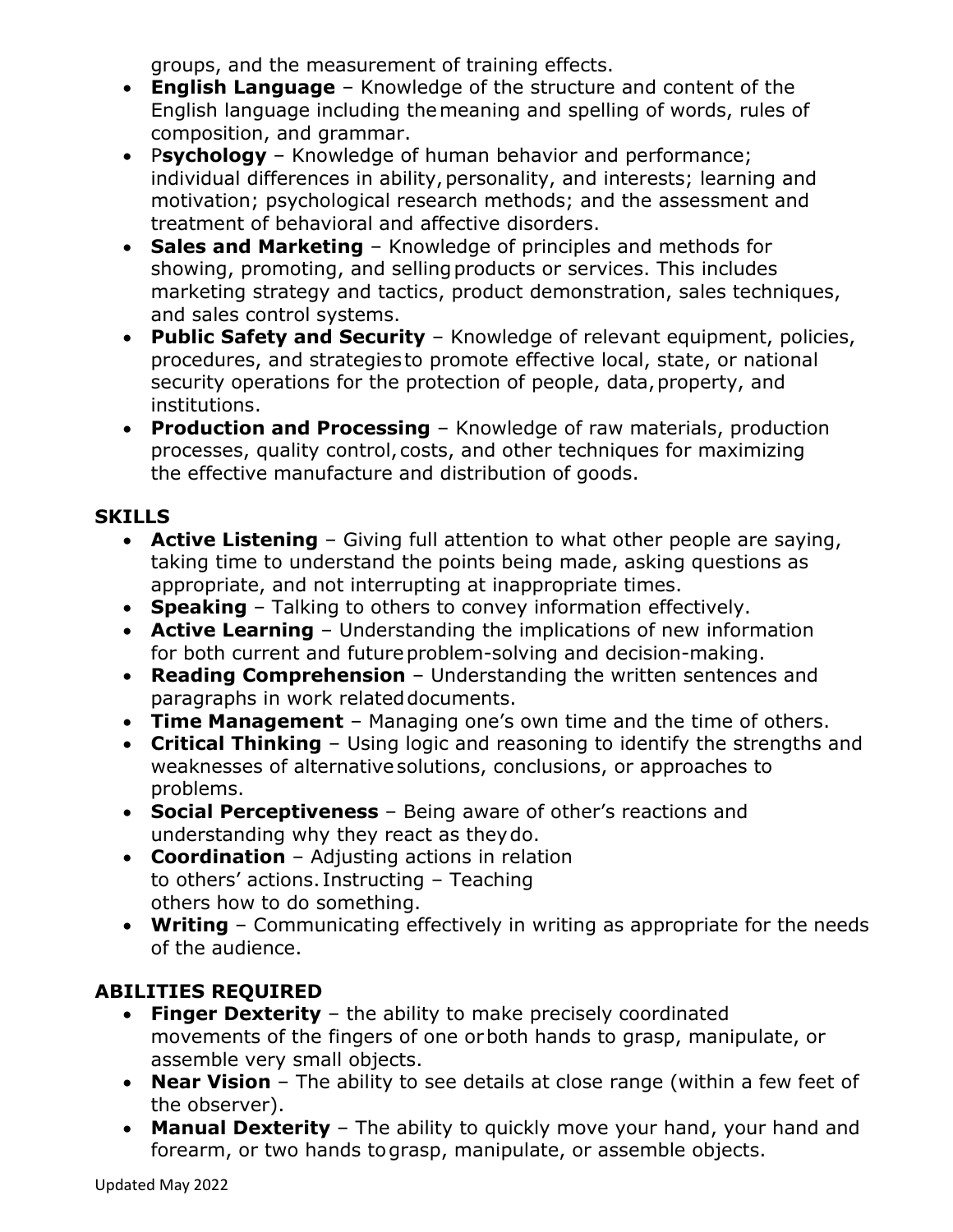groups, and the measurement of training effects.

- **English Language** – Knowledge of the structure and content of the English language including the meaning and spelling of words, rules of composition, and grammar.
- P**sychology** – Knowledge of human behavior and performance; individual differences in ability, personality, and interests; learning and motivation; psychological research methods; and the assessment and treatment of behavioral and affective disorders.
- **Sales and Marketing** – Knowledge of principles and methods for showing, promoting, and selling products or services. This includes marketing strategy and tactics, product demonstration, sales techniques, and sales control systems.
- **Public Safety and Security** – Knowledge of relevant equipment, policies, procedures, and strategies to promote effective local, state, or national security operations for the protection of people, data, property, and institutions.
- **Production and Processing** – Knowledge of raw materials, production processes, quality control, costs, and other techniques for maximizing the effective manufacture and distribution of goods.

## SKILLS

- **Active Listening** – Giving full attention to what other people are saying, taking time to understand the points being made, asking questions as appropriate, and not interrupting at inappropriate times.
- **Speaking** – Talking to others to convey information effectively.
- **Active Learning** – Understanding the implications of new information for both current and future problem-solving and decision-making.
- **Reading Comprehension** – Understanding the written sentences and paragraphs in work related documents.
- **Time Management** – Managing one's own time and the time of others.
- **Critical Thinking** – Using logic and reasoning to identify the strengths and weaknesses of alternative solutions, conclusions, or approaches to problems.
- **Social Perceptiveness** – Being aware of other's reactions and understanding why they react as they do.
- **Coordination** – Adjusting actions in relation to others' actions. Instructing – Teaching others how to do something.
- **Writing** – Communicating effectively in writing as appropriate for the needs of the audience.

## ABILITIES REQUIRED

- **Finger Dexterity** – the ability to make precisely coordinated movements of the fingers of one or both hands to grasp, manipulate, or assemble very small objects.
- **Near Vision** – The ability to see details at close range (within a few feet of the observer).
- **Manual Dexterity** – The ability to quickly move your hand, your hand and forearm, or two hands to grasp, manipulate, or assemble objects.

Updated May 2022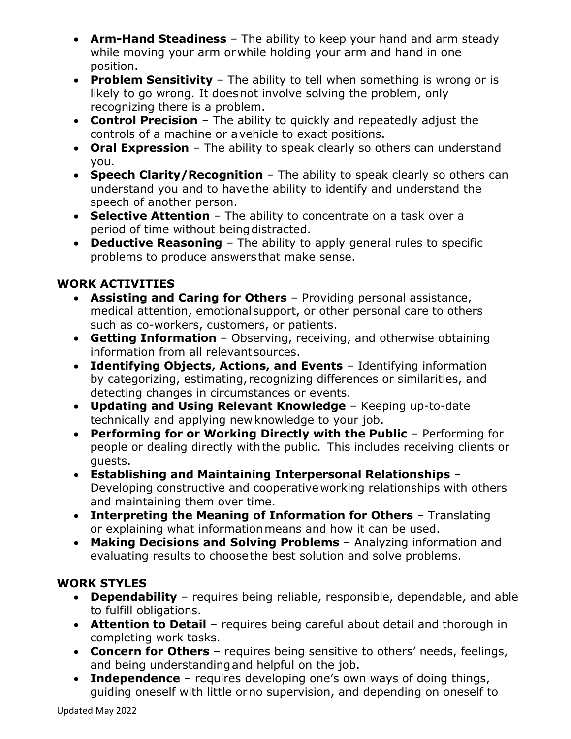- **Arm-Hand Steadiness** – The ability to keep your hand and arm steady while moving your arm or while holding your arm and hand in one position.
- **Problem Sensitivity** – The ability to tell when something is wrong or is likely to go wrong. It does not involve solving the problem, only recognizing there is a problem.
- **Control Precision** – The ability to quickly and repeatedly adjust the controls of a machine or a vehicle to exact positions.
- **Oral Expression** – The ability to speak clearly so others can understand you.
- **Speech Clarity/Recognition** – The ability to speak clearly so others can understand you and to have the ability to identify and understand the speech of another person.
- **Selective Attention** – The ability to concentrate on a task over a period of time without being distracted.
- **Deductive Reasoning** – The ability to apply general rules to specific problems to produce answers that make sense.

## WORK ACTIVITIES

- **Assisting and Caring for Others** – Providing personal assistance, medical attention, emotional support, or other personal care to others such as co-workers, customers, or patients.
- **Getting Information** – Observing, receiving, and otherwise obtaining information from all relevant sources.
- **Identifying Objects, Actions, and Events** – Identifying information by categorizing, estimating, recognizing differences or similarities, and detecting changes in circumstances or events.
- **Updating and Using Relevant Knowledge** – Keeping up-to-date technically and applying new knowledge to your job.
- **Performing for or Working Directly with the Public** – Performing for people or dealing directly with the public. This includes receiving clients or guests.
- **Establishing and Maintaining Interpersonal Relationships** – Developing constructive and cooperative working relationships with others and maintaining them over time.
- **Interpreting the Meaning of Information for Others** – Translating or explaining what information means and how it can be used.
- **Making Decisions and Solving Problems** – Analyzing information and evaluating results to choose the best solution and solve problems.

## WORK STYLES

- **Dependability** – requires being reliable, responsible, dependable, and able to fulfill obligations.
- **Attention to Detail** – requires being careful about detail and thorough in completing work tasks.
- **Concern for Others** – requires being sensitive to others' needs, feelings, and being understanding and helpful on the job.
- **Independence** – requires developing one's own ways of doing things, guiding oneself with little or no supervision, and depending on oneself to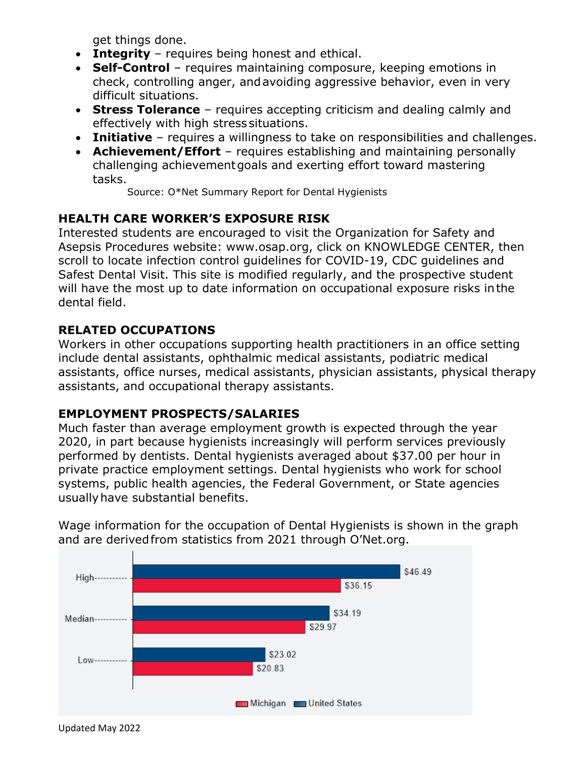get things done.

- **Integrity** – requires being honest and ethical.
- **Self-Control** – requires maintaining composure, keeping emotions in check, controlling anger, and avoiding aggressive behavior, even in very difficult situations.
- **Stress Tolerance** – requires accepting criticism and dealing calmly and effectively with high stress situations.
- **Initiative** – requires a willingness to take on responsibilities and challenges.
- **Achievement/Effort** – requires establishing and maintaining personally challenging achievement goals and exerting effort toward mastering tasks.

Source: O*Net Summary Report for Dental Hygienists

## HEALTH CARE WORKER'S EXPOSURE RISK

Interested students are encouraged to visit the Organization for Safety and Asepsis Procedures website: www.osap.org, click on KNOWLEDGE CENTER, then scroll to locate infection control guidelines for COVID-19, CDC guidelines and Safest Dental Visit. This site is modified regularly, and the prospective student will have the most up to date information on occupational exposure risks in the dental field.

## RELATED OCCUPATIONS

Workers in other occupations supporting health practitioners in an office setting include dental assistants, ophthalmic medical assistants, podiatric medical assistants, office nurses, medical assistants, physician assistants, physical therapy assistants, and occupational therapy assistants.

## EMPLOYMENT PROSPECTS/SALARIES

Much faster than average employment growth is expected through the year 2020, in part because hygienists increasingly will perform services previously performed by dentists. Dental hygienists averaged about $37.00 per hour in private practice employment settings. Dental hygienists who work for school systems, public health agencies, the Federal Government, or State agencies usually have substantial benefits.

Wage information for the occupation of Dental Hygienists is shown in the graph and are derived from statistics from 2021 through O'Net.org.

| | United States | Michigan |
|---|---|---|
| High | $46.49 | $36.15 |
| Median | $34.19 | $29.97 |
| Low | $23.02 | $20.83 |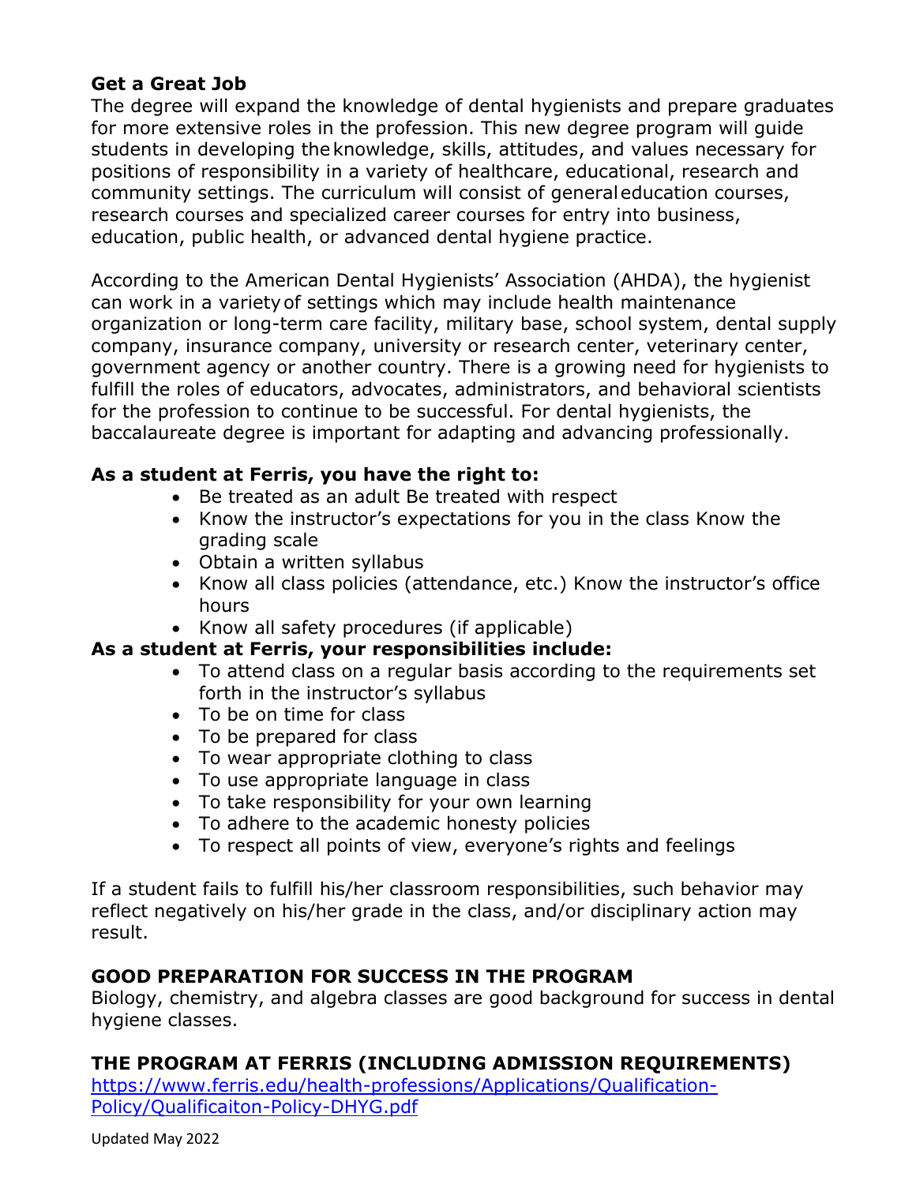### Get a Great Job

The degree will expand the knowledge of dental hygienists and prepare graduates for more extensive roles in the profession. This new degree program will guide students in developing the knowledge, skills, attitudes, and values necessary for positions of responsibility in a variety of healthcare, educational, research and community settings. The curriculum will consist of general education courses, research courses and specialized career courses for entry into business, education, public health, or advanced dental hygiene practice.

According to the American Dental Hygienists' Association (AHDA), the hygienist can work in a variety of settings which may include health maintenance organization or long-term care facility, military base, school system, dental supply company, insurance company, university or research center, veterinary center, government agency or another country. There is a growing need for hygienists to fulfill the roles of educators, advocates, administrators, and behavioral scientists for the profession to continue to be successful. For dental hygienists, the baccalaureate degree is important for adapting and advancing professionally.

**As a student at Ferris, you have the right to:**

- Be treated as an adult Be treated with respect
- Know the instructor's expectations for you in the class Know the grading scale
- Obtain a written syllabus
- Know all class policies (attendance, etc.) Know the instructor's office hours
- Know all safety procedures (if applicable)

**As a student at Ferris, your responsibilities include:**

- To attend class on a regular basis according to the requirements set forth in the instructor's syllabus
- To be on time for class
- To be prepared for class
- To wear appropriate clothing to class
- To use appropriate language in class
- To take responsibility for your own learning
- To adhere to the academic honesty policies
- To respect all points of view, everyone's rights and feelings

If a student fails to fulfill his/her classroom responsibilities, such behavior may reflect negatively on his/her grade in the class, and/or disciplinary action may result.

### GOOD PREPARATION FOR SUCCESS IN THE PROGRAM

Biology, chemistry, and algebra classes are good background for success in dental hygiene classes.

### THE PROGRAM AT FERRIS (INCLUDING ADMISSION REQUIREMENTS)

https://www.ferris.edu/health-professions/Applications/Qualification-Policy/Qualificaiton-Policy-DHYG.pdf

Updated May 2022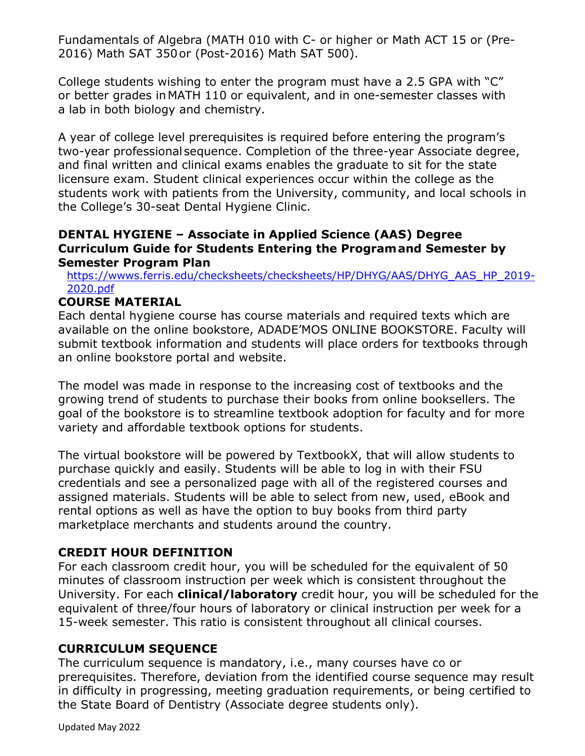Fundamentals of Algebra (MATH 010 with C- or higher or Math ACT 15 or (Pre-2016) Math SAT 350 or (Post-2016) Math SAT 500).

College students wishing to enter the program must have a 2.5 GPA with "C" or better grades in MATH 110 or equivalent, and in one-semester classes with a lab in both biology and chemistry.

A year of college level prerequisites is required before entering the program's two-year professional sequence. Completion of the three-year Associate degree, and final written and clinical exams enables the graduate to sit for the state licensure exam. Student clinical experiences occur within the college as the students work with patients from the University, community, and local schools in the College's 30-seat Dental Hygiene Clinic.

**DENTAL HYGIENE – Associate in Applied Science (AAS) Degree Curriculum Guide for Students Entering the Program and Semester by Semester Program Plan**

https://wwws.ferris.edu/checksheets/checksheets/HP/DHYG/AAS/DHYG_AAS_HP_2019-2020.pdf

**COURSE MATERIAL**

Each dental hygiene course has course materials and required texts which are available on the online bookstore, ADADE'MOS ONLINE BOOKSTORE. Faculty will submit textbook information and students will place orders for textbooks through an online bookstore portal and website.

The model was made in response to the increasing cost of textbooks and the growing trend of students to purchase their books from online booksellers. The goal of the bookstore is to streamline textbook adoption for faculty and for more variety and affordable textbook options for students.

The virtual bookstore will be powered by TextbookX, that will allow students to purchase quickly and easily. Students will be able to log in with their FSU credentials and see a personalized page with all of the registered courses and assigned materials. Students will be able to select from new, used, eBook and rental options as well as have the option to buy books from third party marketplace merchants and students around the country.

**CREDIT HOUR DEFINITION**

For each classroom credit hour, you will be scheduled for the equivalent of 50 minutes of classroom instruction per week which is consistent throughout the University. For each **clinical/laboratory** credit hour, you will be scheduled for the equivalent of three/four hours of laboratory or clinical instruction per week for a 15-week semester. This ratio is consistent throughout all clinical courses.

**CURRICULUM SEQUENCE**

The curriculum sequence is mandatory, i.e., many courses have co or prerequisites. Therefore, deviation from the identified course sequence may result in difficulty in progressing, meeting graduation requirements, or being certified to the State Board of Dentistry (Associate degree students only).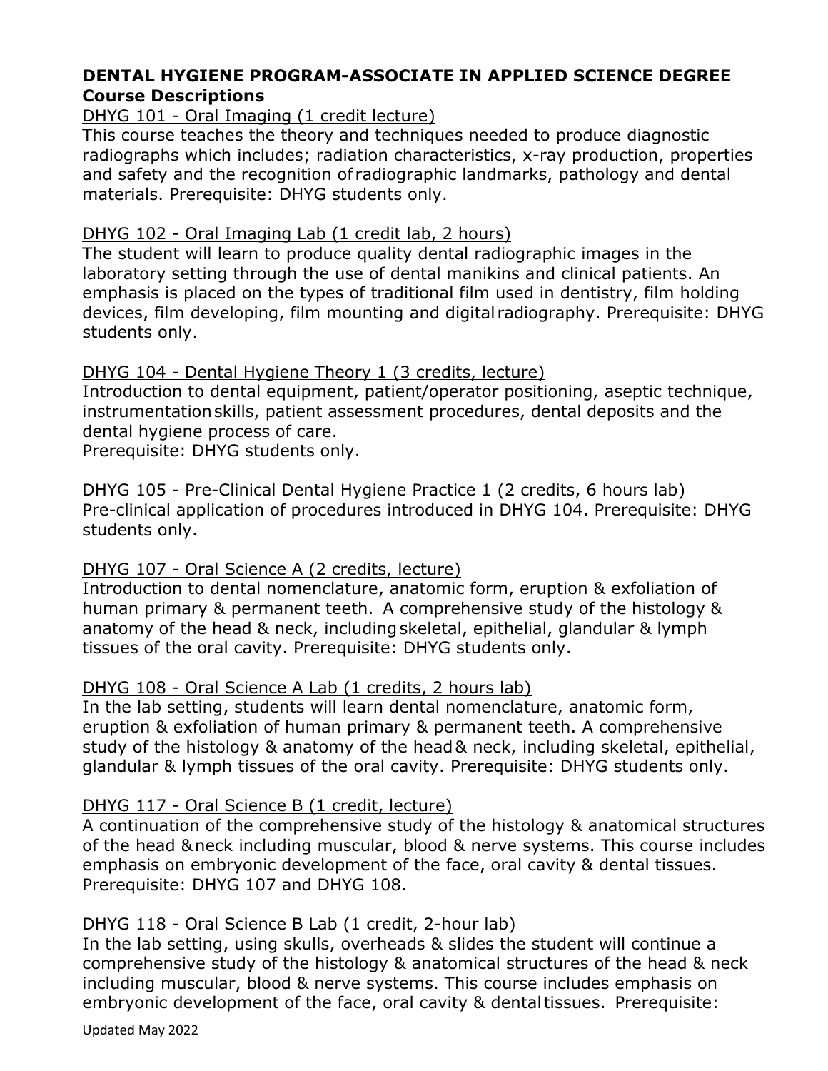# DENTAL HYGIENE PROGRAM-ASSOCIATE IN APPLIED SCIENCE DEGREE

## Course Descriptions

DHYG 101 - Oral Imaging (1 credit lecture)

This course teaches the theory and techniques needed to produce diagnostic radiographs which includes; radiation characteristics, x-ray production, properties and safety and the recognition of radiographic landmarks, pathology and dental materials. Prerequisite: DHYG students only.

DHYG 102 - Oral Imaging Lab (1 credit lab, 2 hours)

The student will learn to produce quality dental radiographic images in the laboratory setting through the use of dental manikins and clinical patients. An emphasis is placed on the types of traditional film used in dentistry, film holding devices, film developing, film mounting and digital radiography. Prerequisite: DHYG students only.

DHYG 104 - Dental Hygiene Theory 1 (3 credits, lecture)

Introduction to dental equipment, patient/operator positioning, aseptic technique, instrumentation skills, patient assessment procedures, dental deposits and the dental hygiene process of care.

Prerequisite: DHYG students only.

DHYG 105 - Pre-Clinical Dental Hygiene Practice 1 (2 credits, 6 hours lab)

Pre-clinical application of procedures introduced in DHYG 104. Prerequisite: DHYG students only.

DHYG 107 - Oral Science A (2 credits, lecture)

Introduction to dental nomenclature, anatomic form, eruption & exfoliation of human primary & permanent teeth. A comprehensive study of the histology & anatomy of the head & neck, including skeletal, epithelial, glandular & lymph tissues of the oral cavity. Prerequisite: DHYG students only.

DHYG 108 - Oral Science A Lab (1 credits, 2 hours lab)

In the lab setting, students will learn dental nomenclature, anatomic form, eruption & exfoliation of human primary & permanent teeth. A comprehensive study of the histology & anatomy of the head & neck, including skeletal, epithelial, glandular & lymph tissues of the oral cavity. Prerequisite: DHYG students only.

DHYG 117 - Oral Science B (1 credit, lecture)

A continuation of the comprehensive study of the histology & anatomical structures of the head & neck including muscular, blood & nerve systems. This course includes emphasis on embryonic development of the face, oral cavity & dental tissues. Prerequisite: DHYG 107 and DHYG 108.

DHYG 118 - Oral Science B Lab (1 credit, 2-hour lab)

In the lab setting, using skulls, overheads & slides the student will continue a comprehensive study of the histology & anatomical structures of the head & neck including muscular, blood & nerve systems. This course includes emphasis on embryonic development of the face, oral cavity & dental tissues. Prerequisite: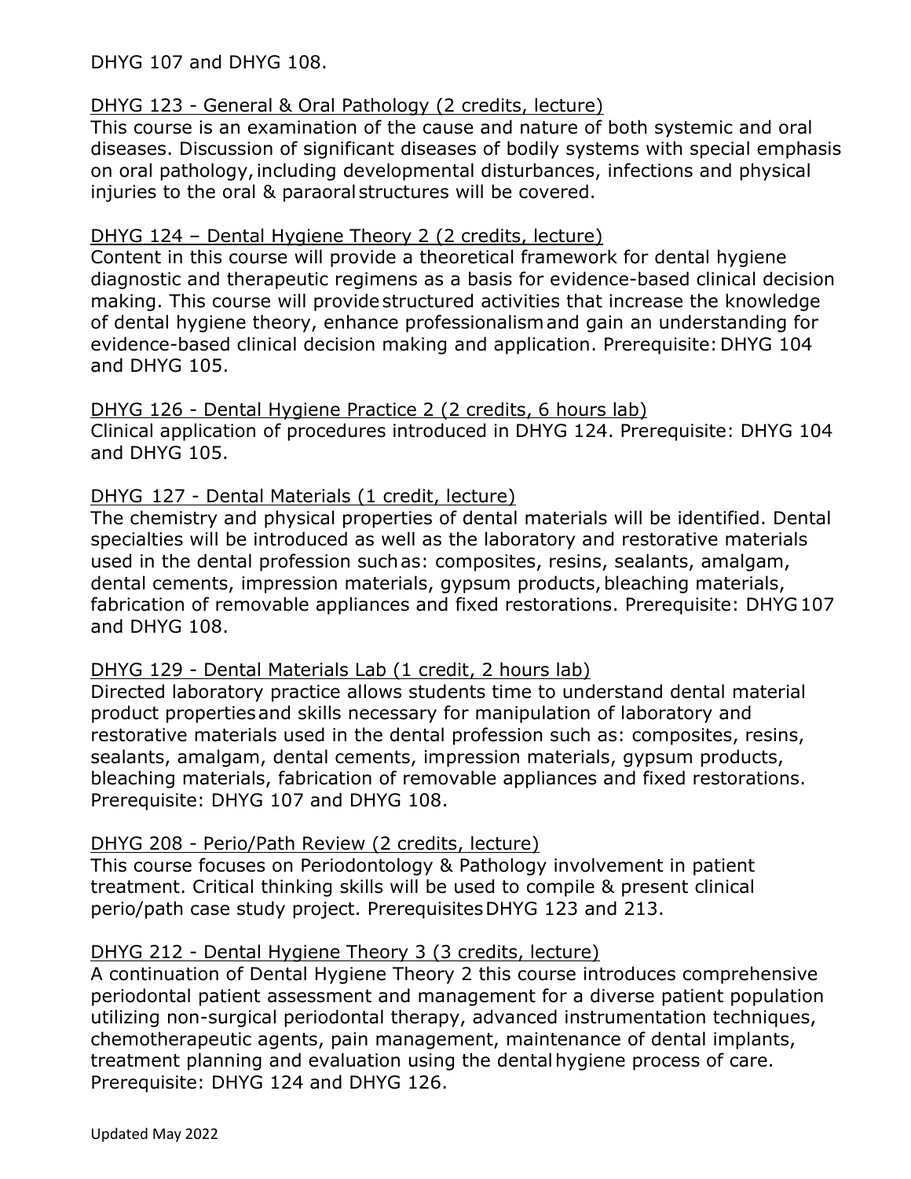DHYG 107 and DHYG 108.

<u>DHYG 123 - General & Oral Pathology (2 credits, lecture)</u>
This course is an examination of the cause and nature of both systemic and oral diseases. Discussion of significant diseases of bodily systems with special emphasis on oral pathology, including developmental disturbances, infections and physical injuries to the oral & paraoral structures will be covered.

<u>DHYG 124 – Dental Hygiene Theory 2 (2 credits, lecture)</u>
Content in this course will provide a theoretical framework for dental hygiene diagnostic and therapeutic regimens as a basis for evidence-based clinical decision making. This course will provide structured activities that increase the knowledge of dental hygiene theory, enhance professionalism and gain an understanding for evidence-based clinical decision making and application. Prerequisite: DHYG 104 and DHYG 105.

<u>DHYG 126 - Dental Hygiene Practice 2 (2 credits, 6 hours lab)</u>
Clinical application of procedures introduced in DHYG 124. Prerequisite: DHYG 104 and DHYG 105.

<u>DHYG 127 - Dental Materials (1 credit, lecture)</u>
The chemistry and physical properties of dental materials will be identified. Dental specialties will be introduced as well as the laboratory and restorative materials used in the dental profession such as: composites, resins, sealants, amalgam, dental cements, impression materials, gypsum products, bleaching materials, fabrication of removable appliances and fixed restorations. Prerequisite: DHYG 107 and DHYG 108.

<u>DHYG 129 - Dental Materials Lab (1 credit, 2 hours lab)</u>
Directed laboratory practice allows students time to understand dental material product properties and skills necessary for manipulation of laboratory and restorative materials used in the dental profession such as: composites, resins, sealants, amalgam, dental cements, impression materials, gypsum products, bleaching materials, fabrication of removable appliances and fixed restorations. Prerequisite: DHYG 107 and DHYG 108.

<u>DHYG 208 - Perio/Path Review (2 credits, lecture)</u>
This course focuses on Periodontology & Pathology involvement in patient treatment. Critical thinking skills will be used to compile & present clinical perio/path case study project. Prerequisites DHYG 123 and 213.

<u>DHYG 212 - Dental Hygiene Theory 3 (3 credits, lecture)</u>
A continuation of Dental Hygiene Theory 2 this course introduces comprehensive periodontal patient assessment and management for a diverse patient population utilizing non-surgical periodontal therapy, advanced instrumentation techniques, chemotherapeutic agents, pain management, maintenance of dental implants, treatment planning and evaluation using the dental hygiene process of care. Prerequisite: DHYG 124 and DHYG 126.

Updated May 2022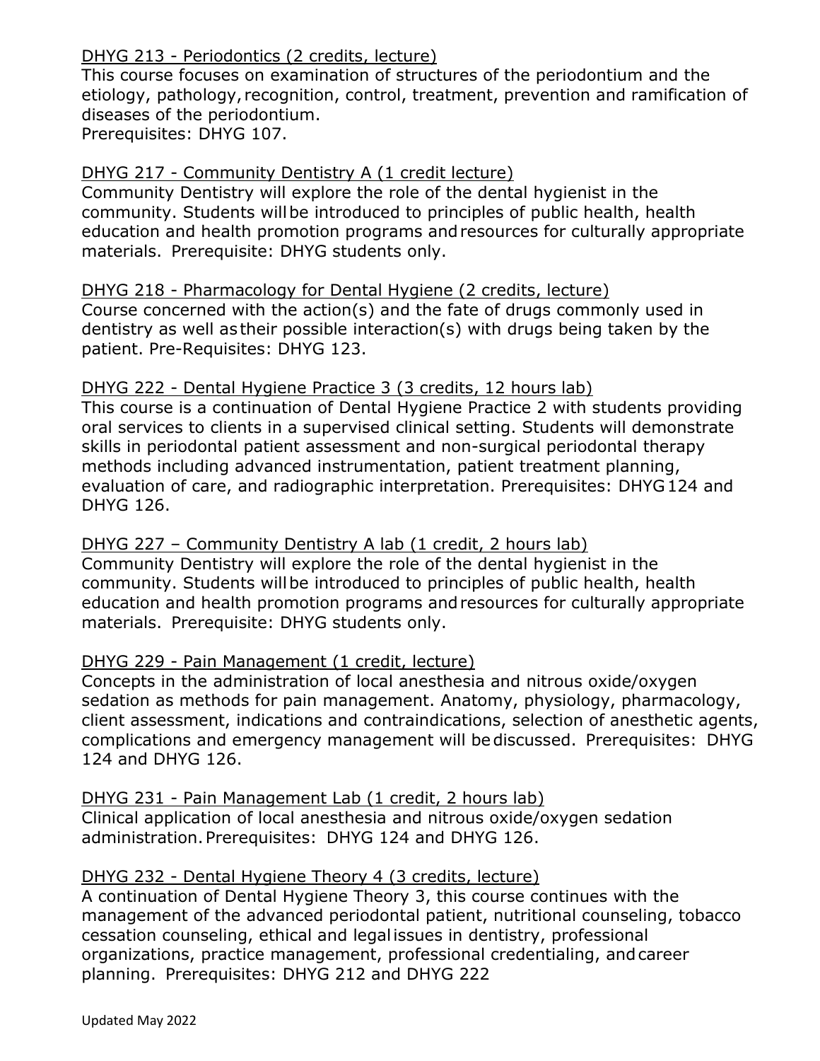<u>DHYG 213 - Periodontics (2 credits, lecture)</u>
This course focuses on examination of structures of the periodontium and the etiology, pathology, recognition, control, treatment, prevention and ramification of diseases of the periodontium.
Prerequisites: DHYG 107.

<u>DHYG 217 - Community Dentistry A (1 credit lecture)</u>
Community Dentistry will explore the role of the dental hygienist in the community. Students will be introduced to principles of public health, health education and health promotion programs and resources for culturally appropriate materials. Prerequisite: DHYG students only.

<u>DHYG 218 - Pharmacology for Dental Hygiene (2 credits, lecture)</u>
Course concerned with the action(s) and the fate of drugs commonly used in dentistry as well as their possible interaction(s) with drugs being taken by the patient. Pre-Requisites: DHYG 123.

<u>DHYG 222 - Dental Hygiene Practice 3 (3 credits, 12 hours lab)</u>
This course is a continuation of Dental Hygiene Practice 2 with students providing oral services to clients in a supervised clinical setting. Students will demonstrate skills in periodontal patient assessment and non-surgical periodontal therapy methods including advanced instrumentation, patient treatment planning, evaluation of care, and radiographic interpretation. Prerequisites: DHYG 124 and DHYG 126.

<u>DHYG 227 – Community Dentistry A lab (1 credit, 2 hours lab)</u>
Community Dentistry will explore the role of the dental hygienist in the community. Students will be introduced to principles of public health, health education and health promotion programs and resources for culturally appropriate materials. Prerequisite: DHYG students only.

<u>DHYG 229 - Pain Management (1 credit, lecture)</u>
Concepts in the administration of local anesthesia and nitrous oxide/oxygen sedation as methods for pain management. Anatomy, physiology, pharmacology, client assessment, indications and contraindications, selection of anesthetic agents, complications and emergency management will be discussed. Prerequisites: DHYG 124 and DHYG 126.

<u>DHYG 231 - Pain Management Lab (1 credit, 2 hours lab)</u>
Clinical application of local anesthesia and nitrous oxide/oxygen sedation administration. Prerequisites: DHYG 124 and DHYG 126.

<u>DHYG 232 - Dental Hygiene Theory 4 (3 credits, lecture)</u>
A continuation of Dental Hygiene Theory 3, this course continues with the management of the advanced periodontal patient, nutritional counseling, tobacco cessation counseling, ethical and legal issues in dentistry, professional organizations, practice management, professional credentialing, and career planning. Prerequisites: DHYG 212 and DHYG 222

Updated May 2022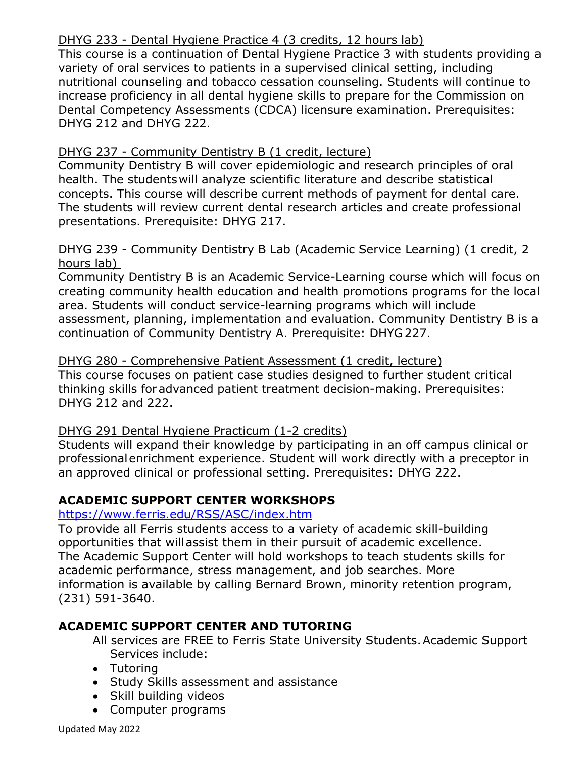DHYG 233 - Dental Hygiene Practice 4 (3 credits, 12 hours lab)

This course is a continuation of Dental Hygiene Practice 3 with students providing a variety of oral services to patients in a supervised clinical setting, including nutritional counseling and tobacco cessation counseling. Students will continue to increase proficiency in all dental hygiene skills to prepare for the Commission on Dental Competency Assessments (CDCA) licensure examination. Prerequisites: DHYG 212 and DHYG 222.

DHYG 237 - Community Dentistry B (1 credit, lecture)

Community Dentistry B will cover epidemiologic and research principles of oral health. The students will analyze scientific literature and describe statistical concepts. This course will describe current methods of payment for dental care. The students will review current dental research articles and create professional presentations. Prerequisite: DHYG 217.

DHYG 239 - Community Dentistry B Lab (Academic Service Learning) (1 credit, 2 hours lab)

Community Dentistry B is an Academic Service-Learning course which will focus on creating community health education and health promotions programs for the local area. Students will conduct service-learning programs which will include assessment, planning, implementation and evaluation. Community Dentistry B is a continuation of Community Dentistry A. Prerequisite: DHYG 227.

DHYG 280 - Comprehensive Patient Assessment (1 credit, lecture)

This course focuses on patient case studies designed to further student critical thinking skills for advanced patient treatment decision-making. Prerequisites: DHYG 212 and 222.

DHYG 291 Dental Hygiene Practicum (1-2 credits)

Students will expand their knowledge by participating in an off campus clinical or professional enrichment experience. Student will work directly with a preceptor in an approved clinical or professional setting. Prerequisites: DHYG 222.

## ACADEMIC SUPPORT CENTER WORKSHOPS

https://www.ferris.edu/RSS/ASC/index.htm

To provide all Ferris students access to a variety of academic skill-building opportunities that will assist them in their pursuit of academic excellence. The Academic Support Center will hold workshops to teach students skills for academic performance, stress management, and job searches. More information is available by calling Bernard Brown, minority retention program, (231) 591-3640.

## ACADEMIC SUPPORT CENTER AND TUTORING

All services are FREE to Ferris State University Students. Academic Support Services include:

- Tutoring
- Study Skills assessment and assistance
- Skill building videos
- Computer programs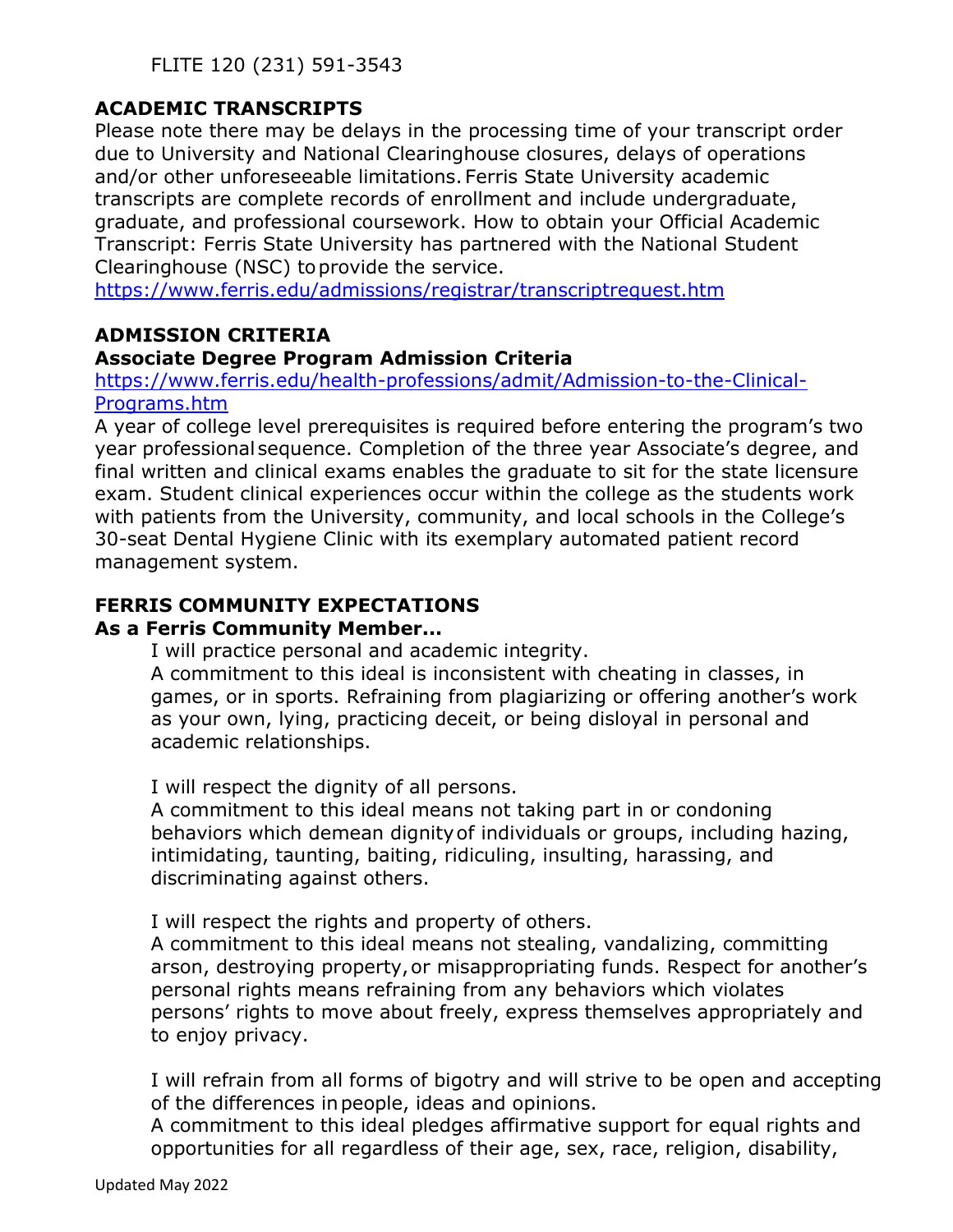FLITE 120 (231) 591-3543

## ACADEMIC TRANSCRIPTS

Please note there may be delays in the processing time of your transcript order due to University and National Clearinghouse closures, delays of operations and/or other unforeseeable limitations. Ferris State University academic transcripts are complete records of enrollment and include undergraduate, graduate, and professional coursework. How to obtain your Official Academic Transcript: Ferris State University has partnered with the National Student Clearinghouse (NSC) to provide the service.
https://www.ferris.edu/admissions/registrar/transcriptrequest.htm

## ADMISSION CRITERIA

### Associate Degree Program Admission Criteria

https://www.ferris.edu/health-professions/admit/Admission-to-the-Clinical-Programs.htm

A year of college level prerequisites is required before entering the program's two year professional sequence. Completion of the three year Associate's degree, and final written and clinical exams enables the graduate to sit for the state licensure exam. Student clinical experiences occur within the college as the students work with patients from the University, community, and local schools in the College's 30-seat Dental Hygiene Clinic with its exemplary automated patient record management system.

## FERRIS COMMUNITY EXPECTATIONS

### As a Ferris Community Member…

I will practice personal and academic integrity.
A commitment to this ideal is inconsistent with cheating in classes, in games, or in sports. Refraining from plagiarizing or offering another's work as your own, lying, practicing deceit, or being disloyal in personal and academic relationships.

I will respect the dignity of all persons.
A commitment to this ideal means not taking part in or condoning behaviors which demean dignity of individuals or groups, including hazing, intimidating, taunting, baiting, ridiculing, insulting, harassing, and discriminating against others.

I will respect the rights and property of others.
A commitment to this ideal means not stealing, vandalizing, committing arson, destroying property, or misappropriating funds. Respect for another's personal rights means refraining from any behaviors which violates persons' rights to move about freely, express themselves appropriately and to enjoy privacy.

I will refrain from all forms of bigotry and will strive to be open and accepting of the differences in people, ideas and opinions.
A commitment to this ideal pledges affirmative support for equal rights and opportunities for all regardless of their age, sex, race, religion, disability,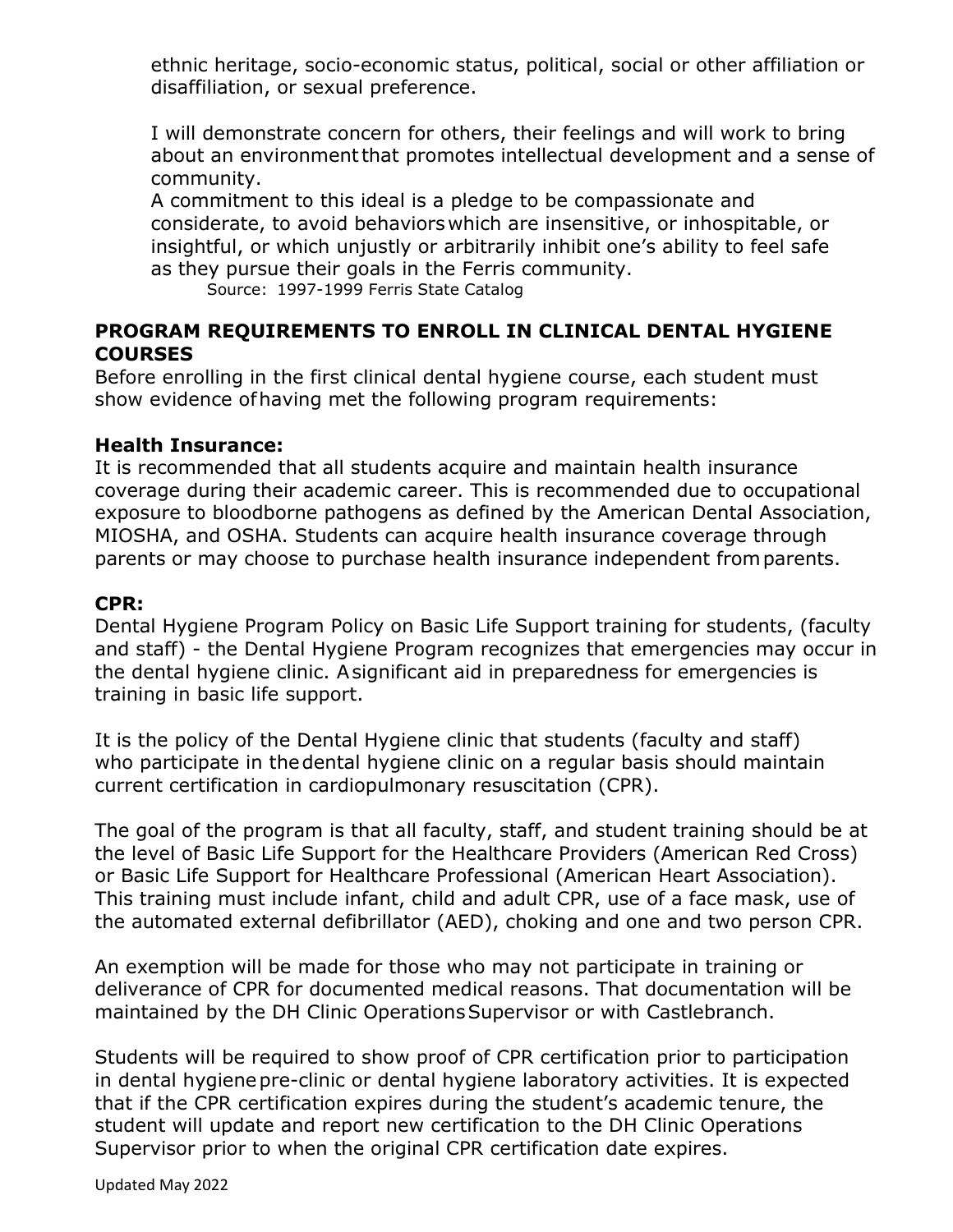ethnic heritage, socio-economic status, political, social or other affiliation or disaffiliation, or sexual preference.

I will demonstrate concern for others, their feelings and will work to bring about an environment that promotes intellectual development and a sense of community.
A commitment to this ideal is a pledge to be compassionate and considerate, to avoid behaviors which are insensitive, or inhospitable, or insightful, or which unjustly or arbitrarily inhibit one's ability to feel safe as they pursue their goals in the Ferris community.
Source: 1997-1999 Ferris State Catalog

## PROGRAM REQUIREMENTS TO ENROLL IN CLINICAL DENTAL HYGIENE COURSES

Before enrolling in the first clinical dental hygiene course, each student must show evidence of having met the following program requirements:

### Health Insurance:

It is recommended that all students acquire and maintain health insurance coverage during their academic career. This is recommended due to occupational exposure to bloodborne pathogens as defined by the American Dental Association, MIOSHA, and OSHA. Students can acquire health insurance coverage through parents or may choose to purchase health insurance independent from parents.

### CPR:

Dental Hygiene Program Policy on Basic Life Support training for students, (faculty and staff) - the Dental Hygiene Program recognizes that emergencies may occur in the dental hygiene clinic. A significant aid in preparedness for emergencies is training in basic life support.

It is the policy of the Dental Hygiene clinic that students (faculty and staff) who participate in the dental hygiene clinic on a regular basis should maintain current certification in cardiopulmonary resuscitation (CPR).

The goal of the program is that all faculty, staff, and student training should be at the level of Basic Life Support for the Healthcare Providers (American Red Cross) or Basic Life Support for Healthcare Professional (American Heart Association). This training must include infant, child and adult CPR, use of a face mask, use of the automated external defibrillator (AED), choking and one and two person CPR.

An exemption will be made for those who may not participate in training or deliverance of CPR for documented medical reasons. That documentation will be maintained by the DH Clinic Operations Supervisor or with Castlebranch.

Students will be required to show proof of CPR certification prior to participation in dental hygiene pre-clinic or dental hygiene laboratory activities. It is expected that if the CPR certification expires during the student's academic tenure, the student will update and report new certification to the DH Clinic Operations Supervisor prior to when the original CPR certification date expires.

Updated May 2022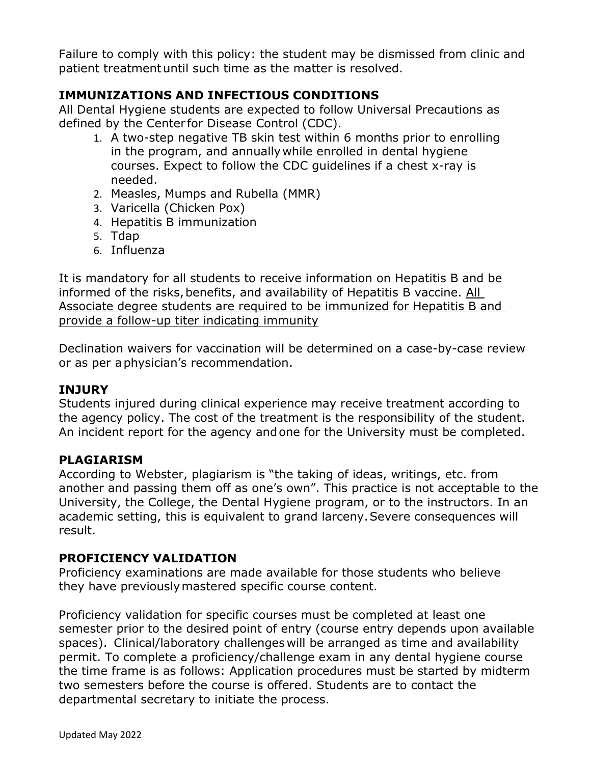Failure to comply with this policy: the student may be dismissed from clinic and patient treatment until such time as the matter is resolved.

## IMMUNIZATIONS AND INFECTIOUS CONDITIONS

All Dental Hygiene students are expected to follow Universal Precautions as defined by the Center for Disease Control (CDC).

1. A two-step negative TB skin test within 6 months prior to enrolling in the program, and annually while enrolled in dental hygiene courses. Expect to follow the CDC guidelines if a chest x-ray is needed.
2. Measles, Mumps and Rubella (MMR)
3. Varicella (Chicken Pox)
4. Hepatitis B immunization
5. Tdap
6. Influenza

It is mandatory for all students to receive information on Hepatitis B and be informed of the risks, benefits, and availability of Hepatitis B vaccine. <u>All Associate degree students are required to be immunized for Hepatitis B and provide a follow-up titer indicating immunity</u>

Declination waivers for vaccination will be determined on a case-by-case review or as per a physician's recommendation.

## INJURY

Students injured during clinical experience may receive treatment according to the agency policy. The cost of the treatment is the responsibility of the student. An incident report for the agency and one for the University must be completed.

## PLAGIARISM

According to Webster, plagiarism is "the taking of ideas, writings, etc. from another and passing them off as one's own". This practice is not acceptable to the University, the College, the Dental Hygiene program, or to the instructors. In an academic setting, this is equivalent to grand larceny. Severe consequences will result.

## PROFICIENCY VALIDATION

Proficiency examinations are made available for those students who believe they have previously mastered specific course content.

Proficiency validation for specific courses must be completed at least one semester prior to the desired point of entry (course entry depends upon available spaces). Clinical/laboratory challenges will be arranged as time and availability permit. To complete a proficiency/challenge exam in any dental hygiene course the time frame is as follows: Application procedures must be started by midterm two semesters before the course is offered. Students are to contact the departmental secretary to initiate the process.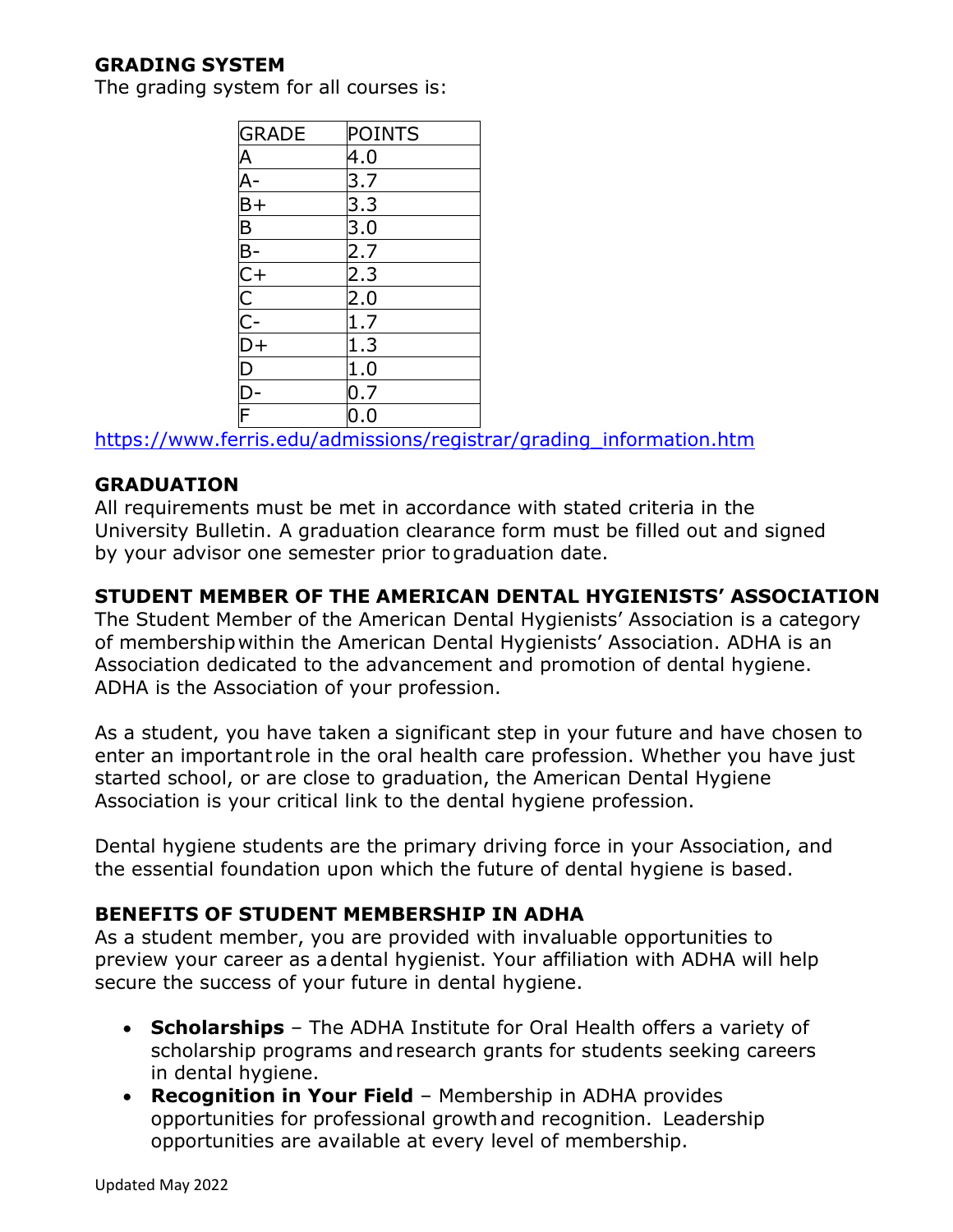## GRADING SYSTEM

The grading system for all courses is:

| GRADE | POINTS |
|---|---|
| A | 4.0 |
| A- | 3.7 |
| B+ | 3.3 |
| B | 3.0 |
| B- | 2.7 |
| C+ | 2.3 |
| C | 2.0 |
| C- | 1.7 |
| D+ | 1.3 |
| D | 1.0 |
| D- | 0.7 |
| F | 0.0 |

https://www.ferris.edu/admissions/registrar/grading_information.htm

## GRADUATION

All requirements must be met in accordance with stated criteria in the University Bulletin. A graduation clearance form must be filled out and signed by your advisor one semester prior to graduation date.

## STUDENT MEMBER OF THE AMERICAN DENTAL HYGIENISTS' ASSOCIATION

The Student Member of the American Dental Hygienists' Association is a category of membership within the American Dental Hygienists' Association. ADHA is an Association dedicated to the advancement and promotion of dental hygiene. ADHA is the Association of your profession.

As a student, you have taken a significant step in your future and have chosen to enter an important role in the oral health care profession. Whether you have just started school, or are close to graduation, the American Dental Hygiene Association is your critical link to the dental hygiene profession.

Dental hygiene students are the primary driving force in your Association, and the essential foundation upon which the future of dental hygiene is based.

## BENEFITS OF STUDENT MEMBERSHIP IN ADHA

As a student member, you are provided with invaluable opportunities to preview your career as a dental hygienist. Your affiliation with ADHA will help secure the success of your future in dental hygiene.

- **Scholarships** – The ADHA Institute for Oral Health offers a variety of scholarship programs and research grants for students seeking careers in dental hygiene.
- **Recognition in Your Field** – Membership in ADHA provides opportunities for professional growth and recognition. Leadership opportunities are available at every level of membership.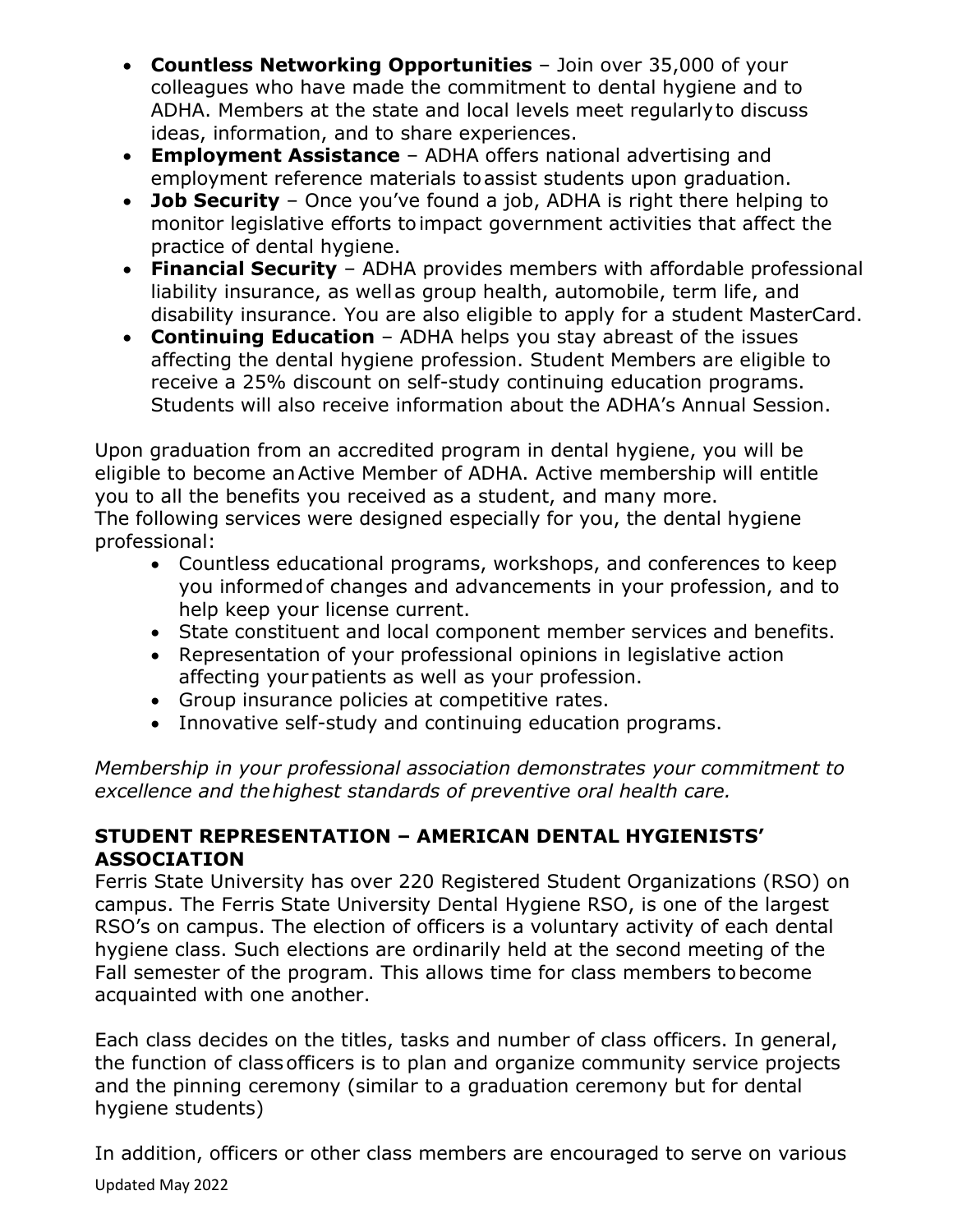- **Countless Networking Opportunities** – Join over 35,000 of your colleagues who have made the commitment to dental hygiene and to ADHA. Members at the state and local levels meet regularly to discuss ideas, information, and to share experiences.
- **Employment Assistance** – ADHA offers national advertising and employment reference materials to assist students upon graduation.
- **Job Security** – Once you've found a job, ADHA is right there helping to monitor legislative efforts to impact government activities that affect the practice of dental hygiene.
- **Financial Security** – ADHA provides members with affordable professional liability insurance, as well as group health, automobile, term life, and disability insurance. You are also eligible to apply for a student MasterCard.
- **Continuing Education** – ADHA helps you stay abreast of the issues affecting the dental hygiene profession. Student Members are eligible to receive a 25% discount on self-study continuing education programs. Students will also receive information about the ADHA's Annual Session.

Upon graduation from an accredited program in dental hygiene, you will be eligible to become an Active Member of ADHA. Active membership will entitle you to all the benefits you received as a student, and many more.
The following services were designed especially for you, the dental hygiene professional:

- Countless educational programs, workshops, and conferences to keep you informed of changes and advancements in your profession, and to help keep your license current.
- State constituent and local component member services and benefits.
- Representation of your professional opinions in legislative action affecting your patients as well as your profession.
- Group insurance policies at competitive rates.
- Innovative self-study and continuing education programs.

*Membership in your professional association demonstrates your commitment to excellence and the highest standards of preventive oral health care.*

## STUDENT REPRESENTATION – AMERICAN DENTAL HYGIENISTS' ASSOCIATION

Ferris State University has over 220 Registered Student Organizations (RSO) on campus. The Ferris State University Dental Hygiene RSO, is one of the largest RSO's on campus. The election of officers is a voluntary activity of each dental hygiene class. Such elections are ordinarily held at the second meeting of the Fall semester of the program. This allows time for class members to become acquainted with one another.

Each class decides on the titles, tasks and number of class officers. In general, the function of class officers is to plan and organize community service projects and the pinning ceremony (similar to a graduation ceremony but for dental hygiene students)

In addition, officers or other class members are encouraged to serve on various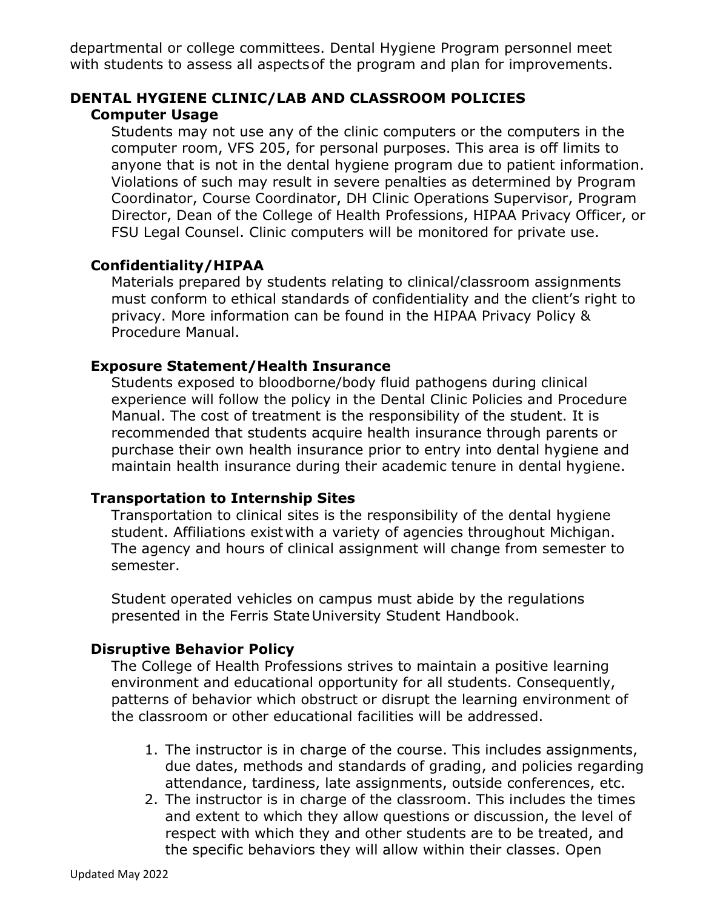departmental or college committees. Dental Hygiene Program personnel meet with students to assess all aspects of the program and plan for improvements.

## DENTAL HYGIENE CLINIC/LAB AND CLASSROOM POLICIES

### Computer Usage

Students may not use any of the clinic computers or the computers in the computer room, VFS 205, for personal purposes. This area is off limits to anyone that is not in the dental hygiene program due to patient information. Violations of such may result in severe penalties as determined by Program Coordinator, Course Coordinator, DH Clinic Operations Supervisor, Program Director, Dean of the College of Health Professions, HIPAA Privacy Officer, or FSU Legal Counsel. Clinic computers will be monitored for private use.

### Confidentiality/HIPAA

Materials prepared by students relating to clinical/classroom assignments must conform to ethical standards of confidentiality and the client's right to privacy. More information can be found in the HIPAA Privacy Policy & Procedure Manual.

### Exposure Statement/Health Insurance

Students exposed to bloodborne/body fluid pathogens during clinical experience will follow the policy in the Dental Clinic Policies and Procedure Manual. The cost of treatment is the responsibility of the student. It is recommended that students acquire health insurance through parents or purchase their own health insurance prior to entry into dental hygiene and maintain health insurance during their academic tenure in dental hygiene.

### Transportation to Internship Sites

Transportation to clinical sites is the responsibility of the dental hygiene student. Affiliations exist with a variety of agencies throughout Michigan. The agency and hours of clinical assignment will change from semester to semester.

Student operated vehicles on campus must abide by the regulations presented in the Ferris State University Student Handbook.

### Disruptive Behavior Policy

The College of Health Professions strives to maintain a positive learning environment and educational opportunity for all students. Consequently, patterns of behavior which obstruct or disrupt the learning environment of the classroom or other educational facilities will be addressed.

1. The instructor is in charge of the course. This includes assignments, due dates, methods and standards of grading, and policies regarding attendance, tardiness, late assignments, outside conferences, etc.
2. The instructor is in charge of the classroom. This includes the times and extent to which they allow questions or discussion, the level of respect with which they and other students are to be treated, and the specific behaviors they will allow within their classes. Open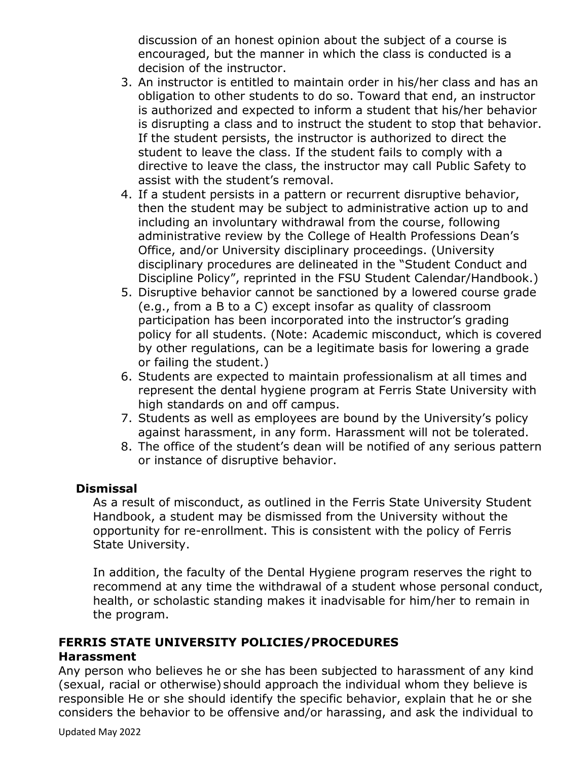discussion of an honest opinion about the subject of a course is encouraged, but the manner in which the class is conducted is a decision of the instructor.

3. An instructor is entitled to maintain order in his/her class and has an obligation to other students to do so. Toward that end, an instructor is authorized and expected to inform a student that his/her behavior is disrupting a class and to instruct the student to stop that behavior. If the student persists, the instructor is authorized to direct the student to leave the class. If the student fails to comply with a directive to leave the class, the instructor may call Public Safety to assist with the student's removal.
4. If a student persists in a pattern or recurrent disruptive behavior, then the student may be subject to administrative action up to and including an involuntary withdrawal from the course, following administrative review by the College of Health Professions Dean's Office, and/or University disciplinary proceedings. (University disciplinary procedures are delineated in the "Student Conduct and Discipline Policy", reprinted in the FSU Student Calendar/Handbook.)
5. Disruptive behavior cannot be sanctioned by a lowered course grade (e.g., from a B to a C) except insofar as quality of classroom participation has been incorporated into the instructor's grading policy for all students. (Note: Academic misconduct, which is covered by other regulations, can be a legitimate basis for lowering a grade or failing the student.)
6. Students are expected to maintain professionalism at all times and represent the dental hygiene program at Ferris State University with high standards on and off campus.
7. Students as well as employees are bound by the University's policy against harassment, in any form. Harassment will not be tolerated.
8. The office of the student's dean will be notified of any serious pattern or instance of disruptive behavior.

### Dismissal

As a result of misconduct, as outlined in the Ferris State University Student Handbook, a student may be dismissed from the University without the opportunity for re-enrollment. This is consistent with the policy of Ferris State University.

In addition, the faculty of the Dental Hygiene program reserves the right to recommend at any time the withdrawal of a student whose personal conduct, health, or scholastic standing makes it inadvisable for him/her to remain in the program.

## FERRIS STATE UNIVERSITY POLICIES/PROCEDURES

### Harassment

Any person who believes he or she has been subjected to harassment of any kind (sexual, racial or otherwise) should approach the individual whom they believe is responsible He or she should identify the specific behavior, explain that he or she considers the behavior to be offensive and/or harassing, and ask the individual to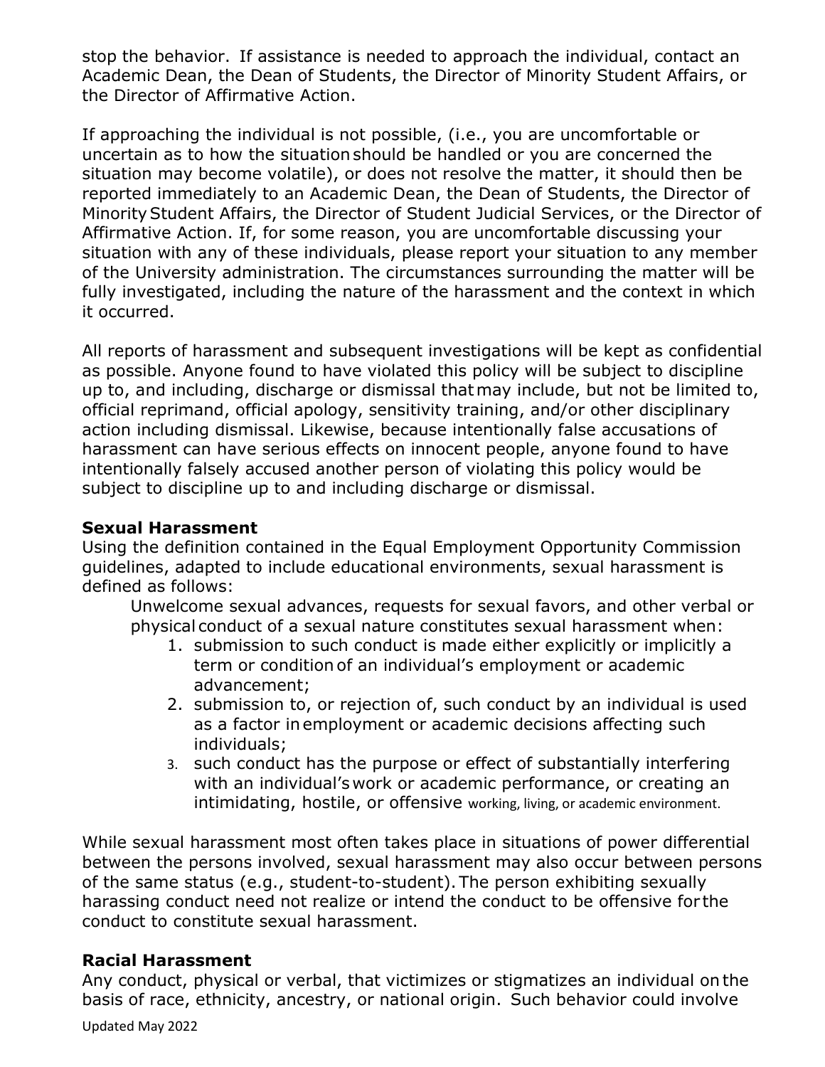stop the behavior. If assistance is needed to approach the individual, contact an Academic Dean, the Dean of Students, the Director of Minority Student Affairs, or the Director of Affirmative Action.

If approaching the individual is not possible, (i.e., you are uncomfortable or uncertain as to how the situation should be handled or you are concerned the situation may become volatile), or does not resolve the matter, it should then be reported immediately to an Academic Dean, the Dean of Students, the Director of Minority Student Affairs, the Director of Student Judicial Services, or the Director of Affirmative Action. If, for some reason, you are uncomfortable discussing your situation with any of these individuals, please report your situation to any member of the University administration. The circumstances surrounding the matter will be fully investigated, including the nature of the harassment and the context in which it occurred.

All reports of harassment and subsequent investigations will be kept as confidential as possible. Anyone found to have violated this policy will be subject to discipline up to, and including, discharge or dismissal that may include, but not be limited to, official reprimand, official apology, sensitivity training, and/or other disciplinary action including dismissal. Likewise, because intentionally false accusations of harassment can have serious effects on innocent people, anyone found to have intentionally falsely accused another person of violating this policy would be subject to discipline up to and including discharge or dismissal.

**Sexual Harassment**

Using the definition contained in the Equal Employment Opportunity Commission guidelines, adapted to include educational environments, sexual harassment is defined as follows:

Unwelcome sexual advances, requests for sexual favors, and other verbal or physical conduct of a sexual nature constitutes sexual harassment when:

1. submission to such conduct is made either explicitly or implicitly a term or condition of an individual's employment or academic advancement;
2. submission to, or rejection of, such conduct by an individual is used as a factor in employment or academic decisions affecting such individuals;
3. such conduct has the purpose or effect of substantially interfering with an individual's work or academic performance, or creating an intimidating, hostile, or offensive working, living, or academic environment.

While sexual harassment most often takes place in situations of power differential between the persons involved, sexual harassment may also occur between persons of the same status (e.g., student-to-student). The person exhibiting sexually harassing conduct need not realize or intend the conduct to be offensive for the conduct to constitute sexual harassment.

**Racial Harassment**

Any conduct, physical or verbal, that victimizes or stigmatizes an individual on the basis of race, ethnicity, ancestry, or national origin. Such behavior could involve

Updated May 2022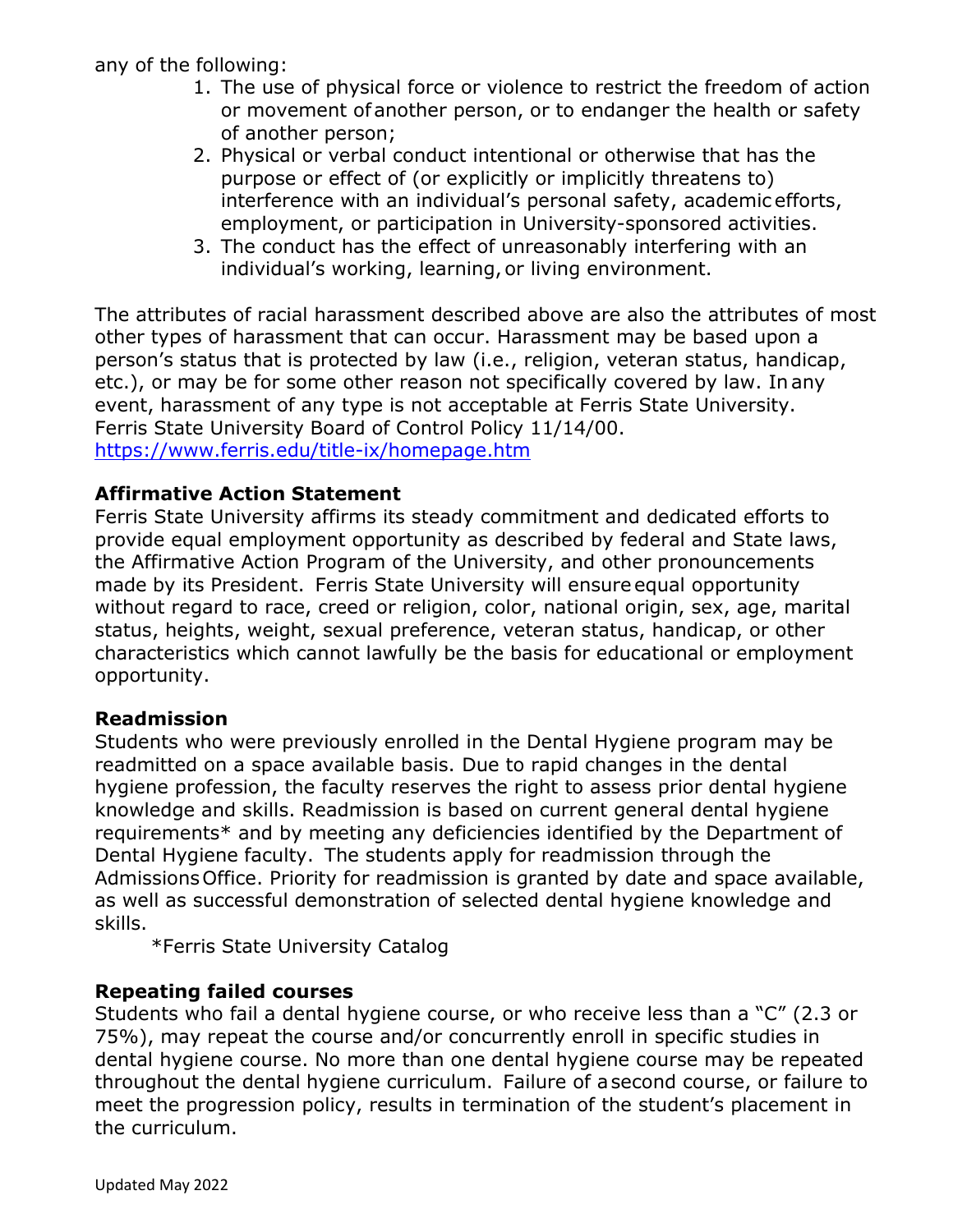any of the following:

1. The use of physical force or violence to restrict the freedom of action or movement of another person, or to endanger the health or safety of another person;
2. Physical or verbal conduct intentional or otherwise that has the purpose or effect of (or explicitly or implicitly threatens to) interference with an individual's personal safety, academic efforts, employment, or participation in University-sponsored activities.
3. The conduct has the effect of unreasonably interfering with an individual's working, learning, or living environment.

The attributes of racial harassment described above are also the attributes of most other types of harassment that can occur. Harassment may be based upon a person's status that is protected by law (i.e., religion, veteran status, handicap, etc.), or may be for some other reason not specifically covered by law. In any event, harassment of any type is not acceptable at Ferris State University. Ferris State University Board of Control Policy 11/14/00.
https://www.ferris.edu/title-ix/homepage.htm

**Affirmative Action Statement**

Ferris State University affirms its steady commitment and dedicated efforts to provide equal employment opportunity as described by federal and State laws, the Affirmative Action Program of the University, and other pronouncements made by its President. Ferris State University will ensure equal opportunity without regard to race, creed or religion, color, national origin, sex, age, marital status, heights, weight, sexual preference, veteran status, handicap, or other characteristics which cannot lawfully be the basis for educational or employment opportunity.

**Readmission**

Students who were previously enrolled in the Dental Hygiene program may be readmitted on a space available basis. Due to rapid changes in the dental hygiene profession, the faculty reserves the right to assess prior dental hygiene knowledge and skills. Readmission is based on current general dental hygiene requirements* and by meeting any deficiencies identified by the Department of Dental Hygiene faculty. The students apply for readmission through the Admissions Office. Priority for readmission is granted by date and space available, as well as successful demonstration of selected dental hygiene knowledge and skills.

*Ferris State University Catalog

**Repeating failed courses**

Students who fail a dental hygiene course, or who receive less than a "C" (2.3 or 75%), may repeat the course and/or concurrently enroll in specific studies in dental hygiene course. No more than one dental hygiene course may be repeated throughout the dental hygiene curriculum. Failure of a second course, or failure to meet the progression policy, results in termination of the student's placement in the curriculum.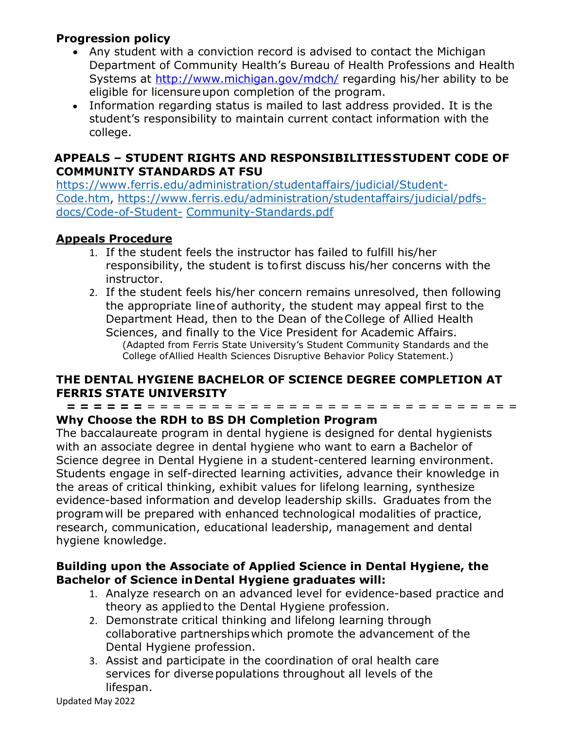**Progression policy**

- Any student with a conviction record is advised to contact the Michigan Department of Community Health's Bureau of Health Professions and Health Systems at http://www.michigan.gov/mdch/ regarding his/her ability to be eligible for licensure upon completion of the program.
- Information regarding status is mailed to last address provided. It is the student's responsibility to maintain current contact information with the college.

## APPEALS – STUDENT RIGHTS AND RESPONSIBILITIES STUDENT CODE OF COMMUNITY STANDARDS AT FSU

https://www.ferris.edu/administration/studentaffairs/judicial/Student-Code.htm, https://www.ferris.edu/administration/studentaffairs/judicial/pdfs-docs/Code-of-Student- Community-Standards.pdf

### Appeals Procedure

1. If the student feels the instructor has failed to fulfill his/her responsibility, the student is to first discuss his/her concerns with the instructor.
2. If the student feels his/her concern remains unresolved, then following the appropriate line of authority, the student may appeal first to the Department Head, then to the Dean of the College of Allied Health Sciences, and finally to the Vice President for Academic Affairs.
   (Adapted from Ferris State University's Student Community Standards and the College of Allied Health Sciences Disruptive Behavior Policy Statement.)

## THE DENTAL HYGIENE BACHELOR OF SCIENCE DEGREE COMPLETION AT FERRIS STATE UNIVERSITY

= = = = = = = = = = = = = = = = = = = = = = = = = = = = = = = = = = = = = =

### Why Choose the RDH to BS DH Completion Program

The baccalaureate program in dental hygiene is designed for dental hygienists with an associate degree in dental hygiene who want to earn a Bachelor of Science degree in Dental Hygiene in a student-centered learning environment. Students engage in self-directed learning activities, advance their knowledge in the areas of critical thinking, exhibit values for lifelong learning, synthesize evidence-based information and develop leadership skills. Graduates from the program will be prepared with enhanced technological modalities of practice, research, communication, educational leadership, management and dental hygiene knowledge.

### Building upon the Associate of Applied Science in Dental Hygiene, the Bachelor of Science in Dental Hygiene graduates will:

1. Analyze research on an advanced level for evidence-based practice and theory as applied to the Dental Hygiene profession.
2. Demonstrate critical thinking and lifelong learning through collaborative partnerships which promote the advancement of the Dental Hygiene profession.
3. Assist and participate in the coordination of oral health care services for diverse populations throughout all levels of the lifespan.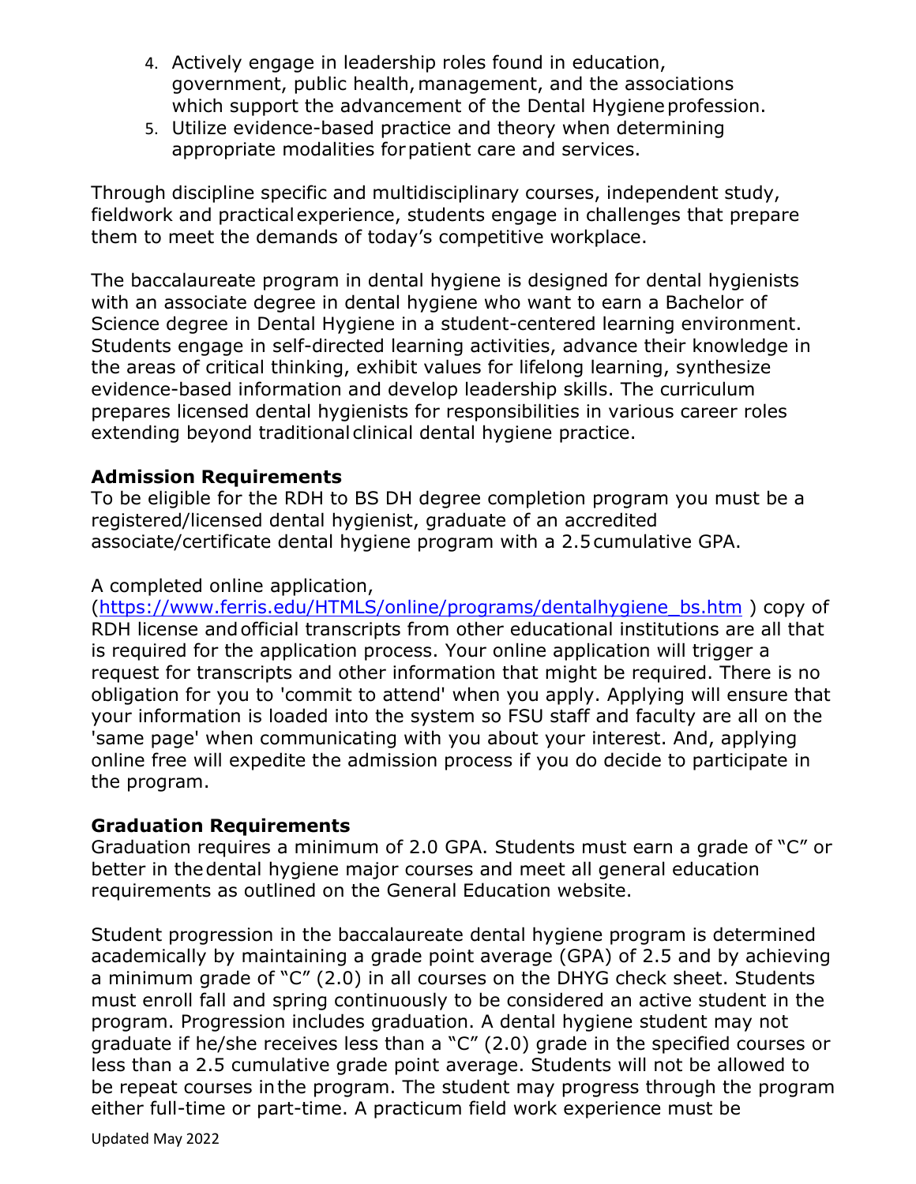4. Actively engage in leadership roles found in education, government, public health, management, and the associations which support the advancement of the Dental Hygiene profession.
5. Utilize evidence-based practice and theory when determining appropriate modalities for patient care and services.

Through discipline specific and multidisciplinary courses, independent study, fieldwork and practical experience, students engage in challenges that prepare them to meet the demands of today's competitive workplace.

The baccalaureate program in dental hygiene is designed for dental hygienists with an associate degree in dental hygiene who want to earn a Bachelor of Science degree in Dental Hygiene in a student-centered learning environment. Students engage in self-directed learning activities, advance their knowledge in the areas of critical thinking, exhibit values for lifelong learning, synthesize evidence-based information and develop leadership skills. The curriculum prepares licensed dental hygienists for responsibilities in various career roles extending beyond traditional clinical dental hygiene practice.

**Admission Requirements**
To be eligible for the RDH to BS DH degree completion program you must be a registered/licensed dental hygienist, graduate of an accredited associate/certificate dental hygiene program with a 2.5 cumulative GPA.

A completed online application, (https://www.ferris.edu/HTMLS/online/programs/dentalhygiene_bs.htm ) copy of RDH license and official transcripts from other educational institutions are all that is required for the application process. Your online application will trigger a request for transcripts and other information that might be required. There is no obligation for you to 'commit to attend' when you apply. Applying will ensure that your information is loaded into the system so FSU staff and faculty are all on the 'same page' when communicating with you about your interest. And, applying online free will expedite the admission process if you do decide to participate in the program.

**Graduation Requirements**
Graduation requires a minimum of 2.0 GPA. Students must earn a grade of "C" or better in the dental hygiene major courses and meet all general education requirements as outlined on the General Education website.

Student progression in the baccalaureate dental hygiene program is determined academically by maintaining a grade point average (GPA) of 2.5 and by achieving a minimum grade of "C" (2.0) in all courses on the DHYG check sheet. Students must enroll fall and spring continuously to be considered an active student in the program. Progression includes graduation. A dental hygiene student may not graduate if he/she receives less than a "C" (2.0) grade in the specified courses or less than a 2.5 cumulative grade point average. Students will not be allowed to be repeat courses in the program. The student may progress through the program either full-time or part-time. A practicum field work experience must be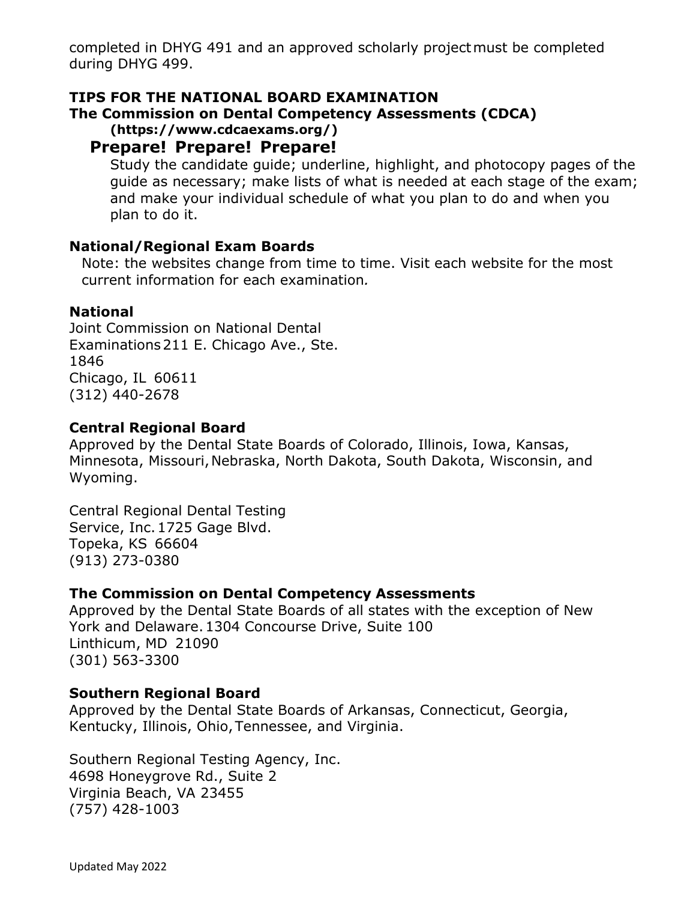completed in DHYG 491 and an approved scholarly project must be completed during DHYG 499.

### TIPS FOR THE NATIONAL BOARD EXAMINATION

**The Commission on Dental Competency Assessments (CDCA) (https://www.cdcaexams.org/)**

#### Prepare! Prepare! Prepare!

Study the candidate guide; underline, highlight, and photocopy pages of the guide as necessary; make lists of what is needed at each stage of the exam; and make your individual schedule of what you plan to do and when you plan to do it.

### National/Regional Exam Boards

Note: the websites change from time to time. Visit each website for the most current information for each examination*.*

### National

Joint Commission on National Dental Examinations 211 E. Chicago Ave., Ste. 1846
Chicago, IL 60611
(312) 440-2678

### Central Regional Board

Approved by the Dental State Boards of Colorado, Illinois, Iowa, Kansas, Minnesota, Missouri, Nebraska, North Dakota, South Dakota, Wisconsin, and Wyoming.

Central Regional Dental Testing Service, Inc. 1725 Gage Blvd.
Topeka, KS 66604
(913) 273-0380

### The Commission on Dental Competency Assessments

Approved by the Dental State Boards of all states with the exception of New York and Delaware. 1304 Concourse Drive, Suite 100
Linthicum, MD 21090
(301) 563-3300

### Southern Regional Board

Approved by the Dental State Boards of Arkansas, Connecticut, Georgia, Kentucky, Illinois, Ohio, Tennessee, and Virginia.

Southern Regional Testing Agency, Inc.
4698 Honeygrove Rd., Suite 2
Virginia Beach, VA 23455
(757) 428-1003

Updated May 2022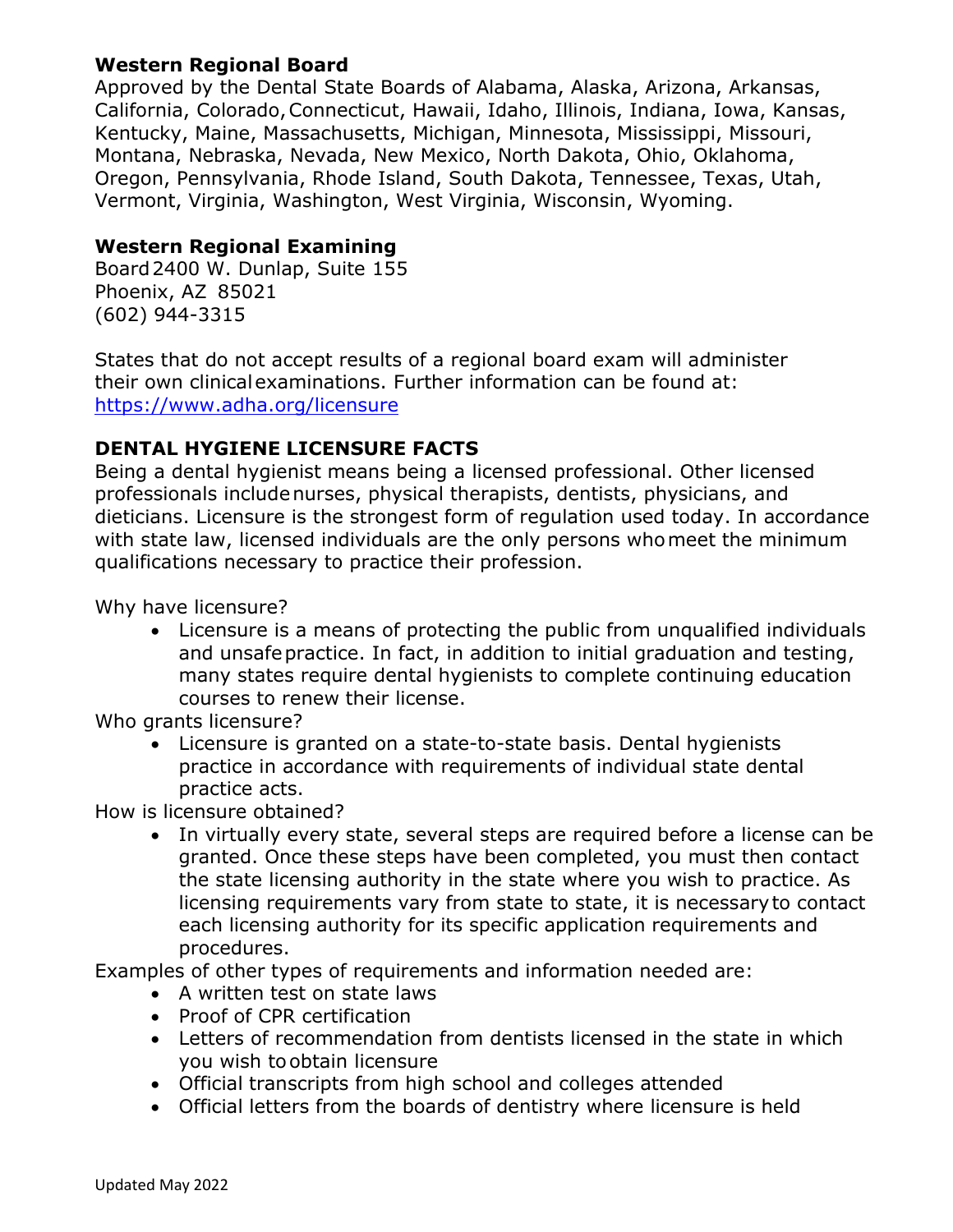**Western Regional Board**
Approved by the Dental State Boards of Alabama, Alaska, Arizona, Arkansas, California, Colorado, Connecticut, Hawaii, Idaho, Illinois, Indiana, Iowa, Kansas, Kentucky, Maine, Massachusetts, Michigan, Minnesota, Mississippi, Missouri, Montana, Nebraska, Nevada, New Mexico, North Dakota, Ohio, Oklahoma, Oregon, Pennsylvania, Rhode Island, South Dakota, Tennessee, Texas, Utah, Vermont, Virginia, Washington, West Virginia, Wisconsin, Wyoming.

**Western Regional Examining**
Board 2400 W. Dunlap, Suite 155
Phoenix, AZ 85021
(602) 944-3315

States that do not accept results of a regional board exam will administer their own clinical examinations. Further information can be found at: https://www.adha.org/licensure

**DENTAL HYGIENE LICENSURE FACTS**

Being a dental hygienist means being a licensed professional. Other licensed professionals include nurses, physical therapists, dentists, physicians, and dieticians. Licensure is the strongest form of regulation used today. In accordance with state law, licensed individuals are the only persons who meet the minimum qualifications necessary to practice their profession.

Why have licensure?

- Licensure is a means of protecting the public from unqualified individuals and unsafe practice. In fact, in addition to initial graduation and testing, many states require dental hygienists to complete continuing education courses to renew their license.

Who grants licensure?

- Licensure is granted on a state-to-state basis. Dental hygienists practice in accordance with requirements of individual state dental practice acts.

How is licensure obtained?

- In virtually every state, several steps are required before a license can be granted. Once these steps have been completed, you must then contact the state licensing authority in the state where you wish to practice. As licensing requirements vary from state to state, it is necessary to contact each licensing authority for its specific application requirements and procedures.

Examples of other types of requirements and information needed are:

- A written test on state laws
- Proof of CPR certification
- Letters of recommendation from dentists licensed in the state in which you wish to obtain licensure
- Official transcripts from high school and colleges attended
- Official letters from the boards of dentistry where licensure is held

Updated May 2022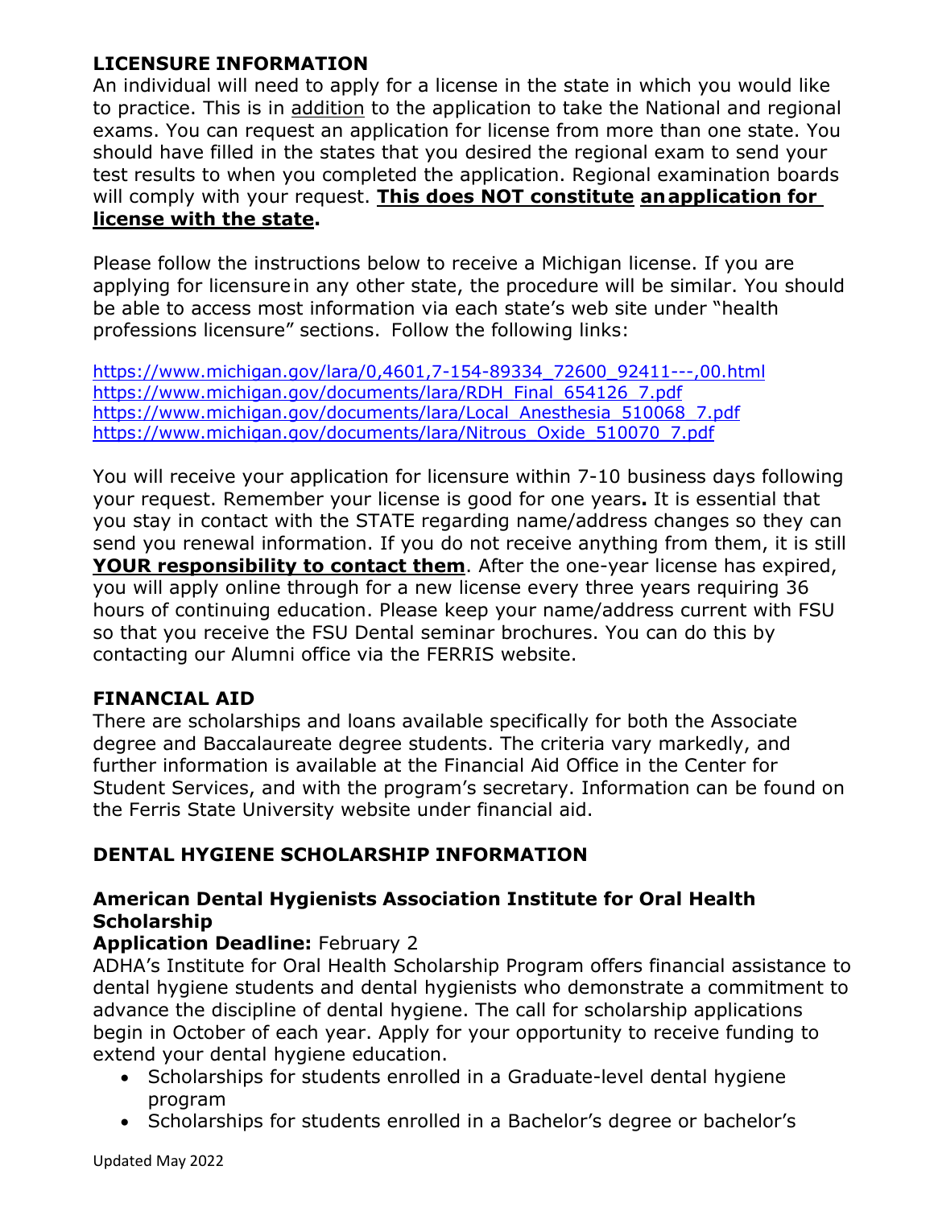## LICENSURE INFORMATION

An individual will need to apply for a license in the state in which you would like to practice. This is in addition to the application to take the National and regional exams. You can request an application for license from more than one state. You should have filled in the states that you desired the regional exam to send your test results to when you completed the application. Regional examination boards will comply with your request. **This does NOT constitute an application for license with the state.**

Please follow the instructions below to receive a Michigan license. If you are applying for licensure in any other state, the procedure will be similar. You should be able to access most information via each state's web site under "health professions licensure" sections. Follow the following links:

https://www.michigan.gov/lara/0,4601,7-154-89334_72600_92411---,00.html
https://www.michigan.gov/documents/lara/RDH_Final_654126_7.pdf
https://www.michigan.gov/documents/lara/Local_Anesthesia_510068_7.pdf
https://www.michigan.gov/documents/lara/Nitrous_Oxide_510070_7.pdf

You will receive your application for licensure within 7-10 business days following your request. Remember your license is good for one years**.** It is essential that you stay in contact with the STATE regarding name/address changes so they can send you renewal information. If you do not receive anything from them, it is still **YOUR responsibility to contact them**. After the one-year license has expired, you will apply online through for a new license every three years requiring 36 hours of continuing education. Please keep your name/address current with FSU so that you receive the FSU Dental seminar brochures. You can do this by contacting our Alumni office via the FERRIS website.

## FINANCIAL AID

There are scholarships and loans available specifically for both the Associate degree and Baccalaureate degree students. The criteria vary markedly, and further information is available at the Financial Aid Office in the Center for Student Services, and with the program's secretary. Information can be found on the Ferris State University website under financial aid.

## DENTAL HYGIENE SCHOLARSHIP INFORMATION

### American Dental Hygienists Association Institute for Oral Health Scholarship

**Application Deadline:** February 2

ADHA's Institute for Oral Health Scholarship Program offers financial assistance to dental hygiene students and dental hygienists who demonstrate a commitment to advance the discipline of dental hygiene. The call for scholarship applications begin in October of each year. Apply for your opportunity to receive funding to extend your dental hygiene education.

- Scholarships for students enrolled in a Graduate-level dental hygiene program
- Scholarships for students enrolled in a Bachelor's degree or bachelor's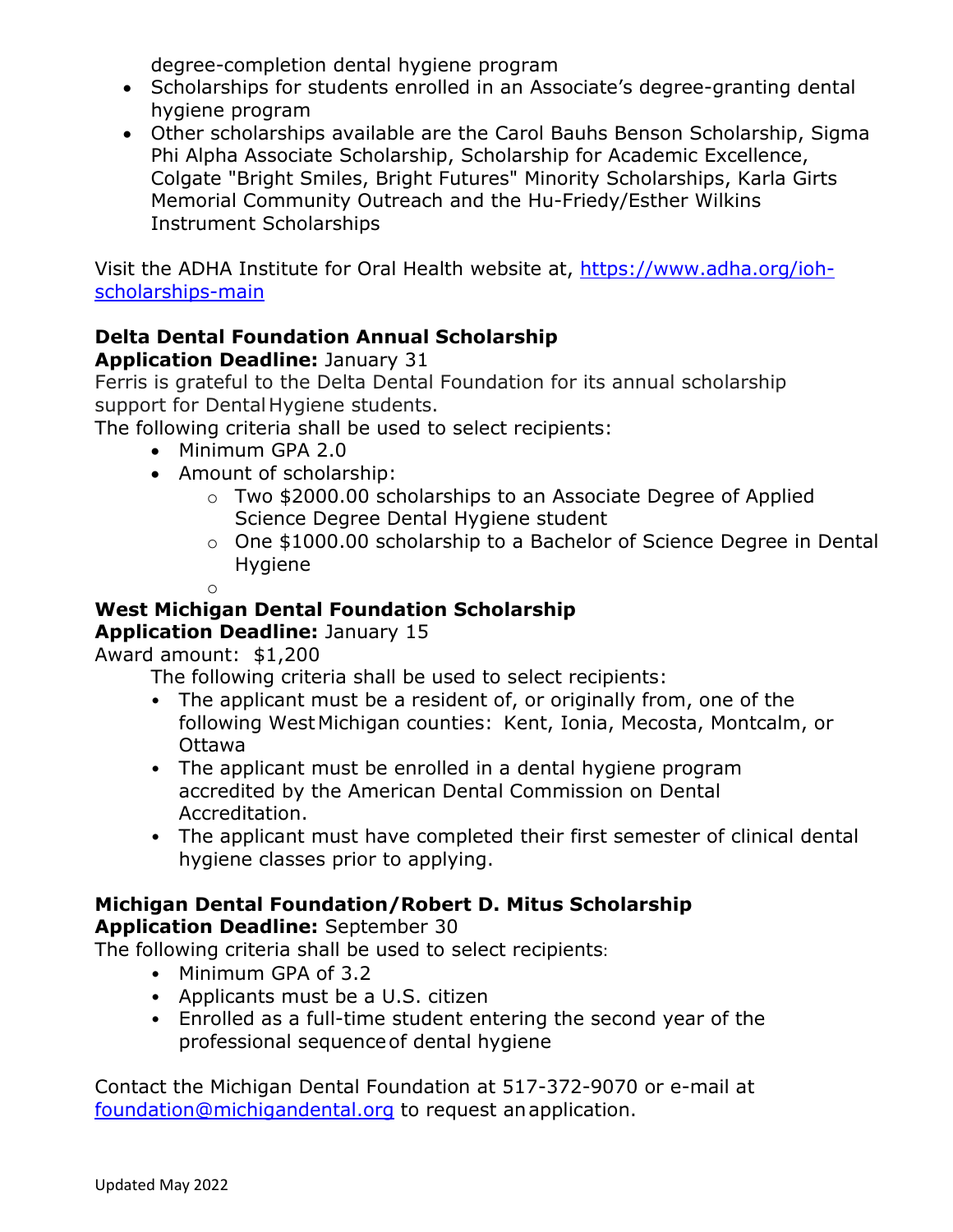degree-completion dental hygiene program

- Scholarships for students enrolled in an Associate's degree-granting dental hygiene program
- Other scholarships available are the Carol Bauhs Benson Scholarship, Sigma Phi Alpha Associate Scholarship, Scholarship for Academic Excellence, Colgate "Bright Smiles, Bright Futures" Minority Scholarships, Karla Girts Memorial Community Outreach and the Hu-Friedy/Esther Wilkins Instrument Scholarships

Visit the ADHA Institute for Oral Health website at, [https://www.adha.org/ioh-scholarships-main](https://www.adha.org/ioh-scholarships-main)

**Delta Dental Foundation Annual Scholarship**
**Application Deadline:** January 31

Ferris is grateful to the Delta Dental Foundation for its annual scholarship support for Dental Hygiene students.

The following criteria shall be used to select recipients:

- Minimum GPA 2.0
- Amount of scholarship:
  - Two $2000.00 scholarships to an Associate Degree of Applied Science Degree Dental Hygiene student
  - One $1000.00 scholarship to a Bachelor of Science Degree in Dental Hygiene

**West Michigan Dental Foundation Scholarship**
**Application Deadline:** January 15

Award amount: $1,200

The following criteria shall be used to select recipients:

- The applicant must be a resident of, or originally from, one of the following West Michigan counties: Kent, Ionia, Mecosta, Montcalm, or Ottawa
- The applicant must be enrolled in a dental hygiene program accredited by the American Dental Commission on Dental Accreditation.
- The applicant must have completed their first semester of clinical dental hygiene classes prior to applying.

**Michigan Dental Foundation/Robert D. Mitus Scholarship**
**Application Deadline:** September 30

The following criteria shall be used to select recipients:

- Minimum GPA of 3.2
- Applicants must be a U.S. citizen
- Enrolled as a full-time student entering the second year of the professional sequence of dental hygiene

Contact the Michigan Dental Foundation at 517-372-9070 or e-mail at [foundation@michigandental.org](mailto:foundation@michigandental.org) to request an application.

Updated May 2022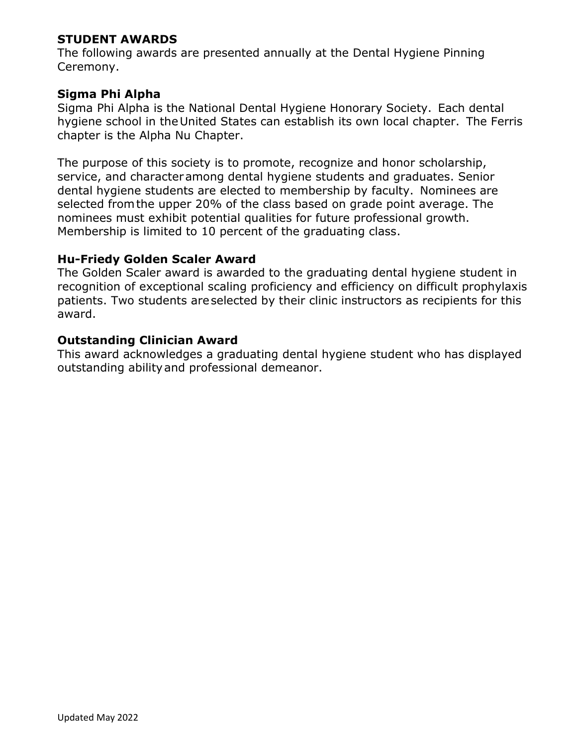## STUDENT AWARDS

The following awards are presented annually at the Dental Hygiene Pinning Ceremony.

### Sigma Phi Alpha

Sigma Phi Alpha is the National Dental Hygiene Honorary Society. Each dental hygiene school in the United States can establish its own local chapter. The Ferris chapter is the Alpha Nu Chapter.

The purpose of this society is to promote, recognize and honor scholarship, service, and character among dental hygiene students and graduates. Senior dental hygiene students are elected to membership by faculty. Nominees are selected from the upper 20% of the class based on grade point average. The nominees must exhibit potential qualities for future professional growth. Membership is limited to 10 percent of the graduating class.

### Hu-Friedy Golden Scaler Award

The Golden Scaler award is awarded to the graduating dental hygiene student in recognition of exceptional scaling proficiency and efficiency on difficult prophylaxis patients. Two students are selected by their clinic instructors as recipients for this award.

### Outstanding Clinician Award

This award acknowledges a graduating dental hygiene student who has displayed outstanding ability and professional demeanor.

Updated May 2022